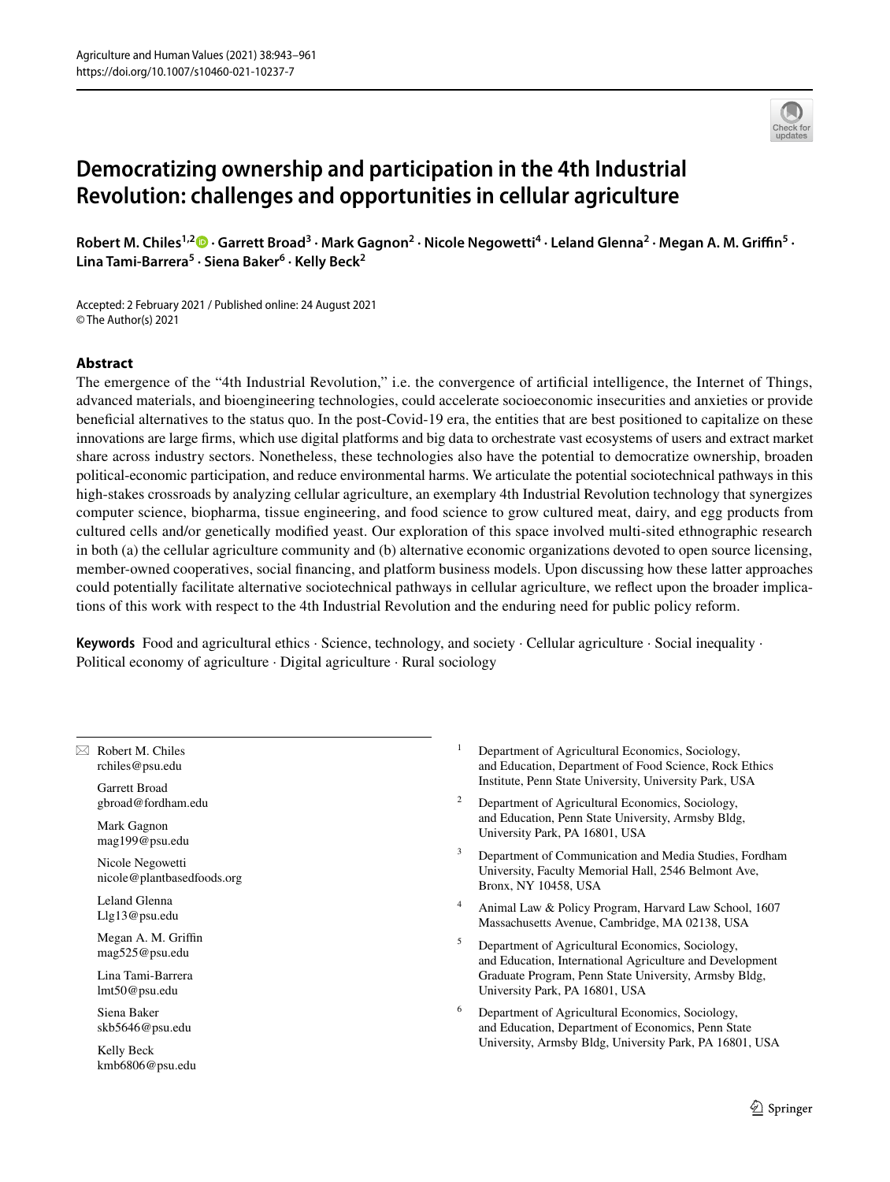# Democratizing ownership and participation in the 4th Industrial Revolution: challenges and opportunities in cellular agriculture

**Robert M. Chiles[1,2] · Garrett Broad[3] · Mark Gagnon[2] · Nicole Negowetti[4] · Leland Glenna[2] · Megan A. M. Griffin[5] · Lina Tami-Barrera[5] · Siena Baker[6] · Kelly Beck[2]**

Accepted: 2 February 2021 / Published online: 24 August 2021
© The Author(s) 2021

## Abstract

The emergence of the "4th Industrial Revolution," i.e. the convergence of artificial intelligence, the Internet of Things, advanced materials, and bioengineering technologies, could accelerate socioeconomic insecurities and anxieties or provide beneficial alternatives to the status quo. In the post-Covid-19 era, the entities that are best positioned to capitalize on these innovations are large firms, which use digital platforms and big data to orchestrate vast ecosystems of users and extract market share across industry sectors. Nonetheless, these technologies also have the potential to democratize ownership, broaden political-economic participation, and reduce environmental harms. We articulate the potential sociotechnical pathways in this high-stakes crossroads by analyzing cellular agriculture, an exemplary 4th Industrial Revolution technology that synergizes computer science, biopharma, tissue engineering, and food science to grow cultured meat, dairy, and egg products from cultured cells and/or genetically modified yeast. Our exploration of this space involved multi-sited ethnographic research in both (a) the cellular agriculture community and (b) alternative economic organizations devoted to open source licensing, member-owned cooperatives, social financing, and platform business models. Upon discussing how these latter approaches could potentially facilitate alternative sociotechnical pathways in cellular agriculture, we reflect upon the broader implications of this work with respect to the 4th Industrial Revolution and the enduring need for public policy reform.

**Keywords** Food and agricultural ethics · Science, technology, and society · Cellular agriculture · Social inequality · Political economic of agriculture · Digital agriculture · Rural sociology

---

✉ Robert M. Chiles
rchiles@psu.edu

Garrett Broad
gbroad@fordham.edu

Mark Gagnon
mag199@psu.edu

Nicole Negowetti
nicole@plantbasedfoods.org

Leland Glenna
Llg13@psu.edu

Megan A. M. Griffin
mag525@psu.edu

Lina Tami-Barrera
lmt50@psu.edu

Siena Baker
skb5646@psu.edu

Kelly Beck
kmb6806@psu.edu

[1] Department of Agricultural Economics, Sociology, and Education, Department of Food Science, Rock Ethics Institute, Penn State University, University Park, USA

[2] Department of Agricultural Economics, Sociology, and Education, Penn State University, Armsby Bldg, University Park, PA 16801, USA

[3] Department of Communication and Media Studies, Fordham University, Faculty Memorial Hall, 2546 Belmont Ave, Bronx, NY 10458, USA

[4] Animal Law & Policy Program, Harvard Law School, 1607 Massachusetts Avenue, Cambridge, MA 02138, USA

[5] Department of Agricultural Economics, Sociology, and Education, International Agriculture and Development Graduate Program, Penn State University, Armsby Bldg, University Park, PA 16801, USA

[6] Department of Agricultural Economics, Sociology, and Education, Department of Economics, Penn State University, Armsby Bldg, University Park, PA 16801, USA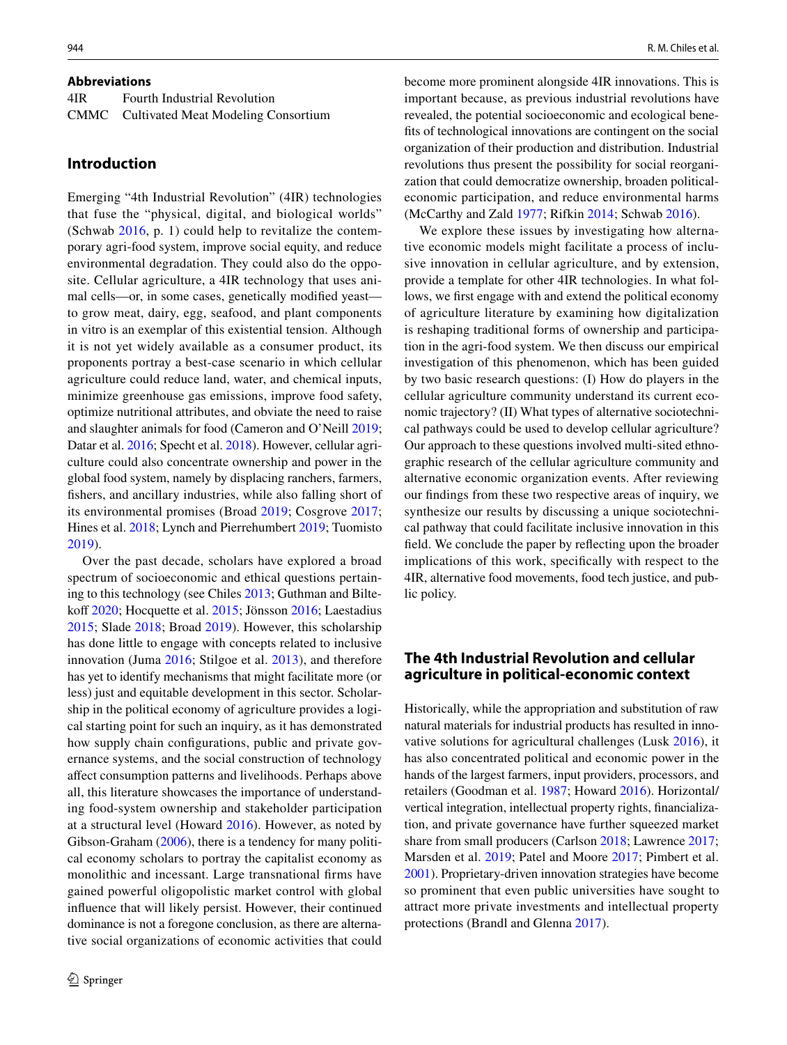**Abbreviations**

4IR Fourth Industrial Revolution
CMMC Cultivated Meat Modeling Consortium

## Introduction

Emerging "4th Industrial Revolution" (4IR) technologies that fuse the "physical, digital, and biological worlds" (Schwab 2016, p. 1) could help to revitalize the contemporary agri-food system, improve social equity, and reduce environmental degradation. They could also do the opposite. Cellular agriculture, a 4IR technology that uses animal cells—or, in some cases, genetically modified yeast—to grow meat, dairy, egg, seafood, and plant components in vitro is an exemplar of this existential tension. Although it is not yet widely available as a consumer product, its proponents portray a best-case scenario in which cellular agriculture could reduce land, water, and chemical inputs, minimize greenhouse gas emissions, improve food safety, optimize nutritional attributes, and obviate the need to raise and slaughter animals for food (Cameron and O'Neill 2019; Datar et al. 2016; Specht et al. 2018). However, cellular agriculture could also concentrate ownership and power in the global food system, namely by displacing ranchers, farmers, fishers, and ancillary industries, while also falling short of its environmental promises (Broad 2019; Cosgrove 2017; Hines et al. 2018; Lynch and Pierrehumbert 2019; Tuomisto 2019).

Over the past decade, scholars have explored a broad spectrum of socioeconomic and ethical questions pertaining to this technology (see Chiles 2013; Guthman and Biltekoff 2020; Hocquette et al. 2015; Jönsson 2016; Laestadius 2015; Slade 2018; Broad 2019). However, this scholarship has done little to engage with concepts related to inclusive innovation (Juma 2016; Stilgoe et al. 2013), and therefore has yet to identify mechanisms that might facilitate more (or less) just and equitable development in this sector. Scholarship in the political economy of agriculture provides a logical starting point for such an inquiry, as it has demonstrated how supply chain configurations, public and private governance systems, and the social construction of technology affect consumption patterns and livelihoods. Perhaps above all, this literature showcases the importance of understanding food-system ownership and stakeholder participation at a structural level (Howard 2016). However, as noted by Gibson-Graham (2006), there is a tendency for many political economy scholars to portray the capitalist economy as monolithic and incessant. Large transnational firms have gained powerful oligopolistic market control with global influence that will likely persist. However, their continued dominance is not a foregone conclusion, as there are alternative social organizations of economic activities that could become more prominent alongside 4IR innovations. This is important because, as previous industrial revolutions have revealed, the potential socioeconomic and ecological benefits of technological innovations are contingent on the social organization of their production and distribution. Industrial revolutions thus present the possibility for social reorganization that could democratize ownership, broaden political-economic participation, and reduce environmental harms (McCarthy and Zald 1977; Rifkin 2014; Schwab 2016).

We explore these issues by investigating how alternative economic models might facilitate a process of inclusive innovation in cellular agriculture, and by extension, provide a template for other 4IR technologies. In what follows, we first engage with and extend the political economy of agriculture literature by examining how digitalization is reshaping traditional forms of ownership and participation in the agri-food system. We then discuss our empirical investigation of this phenomenon, which has been guided by two basic research questions: (I) How do players in the cellular agriculture community understand its current economic trajectory? (II) What types of alternative sociotechnical pathways could be used to develop cellular agriculture? Our approach to these questions involved multi-sited ethnographic research of the cellular agriculture community and alternative economic organization events. After reviewing our findings from these two respective areas of inquiry, we synthesize our results by discussing a unique sociotechnical pathway that could facilitate inclusive innovation in this field. We conclude the paper by reflecting upon the broader implications of this work, specifically with respect to the 4IR, alternative food movements, food tech justice, and public policy.

## The 4th Industrial Revolution and cellular agriculture in political-economic context

Historically, while the appropriation and substitution of raw natural materials for industrial products has resulted in innovative solutions for agricultural challenges (Lusk 2016), it has also concentrated political and economic power in the hands of the largest farmers, input providers, processors, and retailers (Goodman et al. 1987; Howard 2016). Horizontal/vertical integration, intellectual property rights, financialization, and private governance have further squeezed market share from small producers (Carlson 2018; Lawrence 2017; Marsden et al. 2019; Patel and Moore 2017; Pimbert et al. 2001). Proprietary-driven innovation strategies have become so prominent that even public universities have sought to attract more private investments and intellectual property protections (Brandl and Glenna 2017).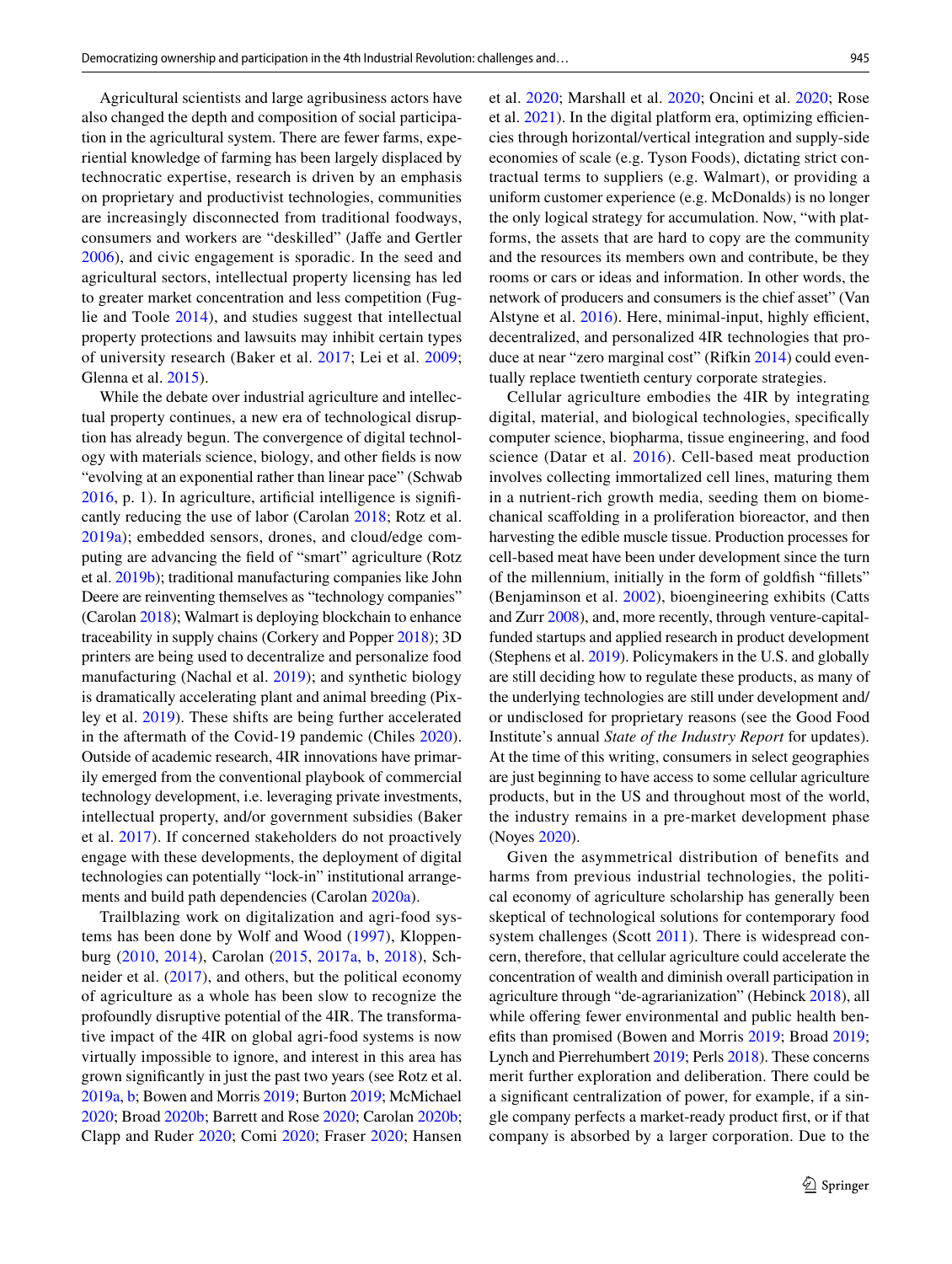Agricultural scientists and large agribusiness actors have also changed the depth and composition of social participation in the agricultural system. There are fewer farms, experiential knowledge of farming has been largely displaced by technocratic expertise, research is driven by an emphasis on proprietary and productivist technologies, communities are increasingly disconnected from traditional foodways, consumers and workers are "deskilled" (Jaffe and Gertler 2006), and civic engagement is sporadic. In the seed and agricultural sectors, intellectual property licensing has led to greater market concentration and less competition (Fuglie and Toole 2014), and studies suggest that intellectual property protections and lawsuits may inhibit certain types of university research (Baker et al. 2017; Lei et al. 2009; Glenna et al. 2015).

While the debate over industrial agriculture and intellectual property continues, a new era of technological disruption has already begun. The convergence of digital technology with materials science, biology, and other fields is now "evolving at an exponential rather than linear pace" (Schwab 2016, p. 1). In agriculture, artificial intelligence is significantly reducing the use of labor (Carolan 2018; Rotz et al. 2019a); embedded sensors, drones, and cloud/edge computing are advancing the field of "smart" agriculture (Rotz et al. 2019b); traditional manufacturing companies like John Deere are reinventing themselves as "technology companies" (Carolan 2018); Walmart is deploying blockchain to enhance traceability in supply chains (Corkery and Popper 2018); 3D printers are being used to decentralize and personalize food manufacturing (Nachal et al. 2019); and synthetic biology is dramatically accelerating plant and animal breeding (Pixley et al. 2019). These shifts are being further accelerated in the aftermath of the Covid-19 pandemic (Chiles 2020). Outside of academic research, 4IR innovations have primarily emerged from the conventional playbook of commercial technology development, i.e. leveraging private investments, intellectual property, and/or government subsidies (Baker et al. 2017). If concerned stakeholders do not proactively engage with these developments, the deployment of digital technologies can potentially "lock-in" institutional arrangements and build path dependencies (Carolan 2020a).

Trailblazing work on digitalization and agri-food systems has been done by Wolf and Wood (1997), Kloppenburg (2010, 2014), Carolan (2015, 2017a, b, 2018), Schneider et al. (2017), and others, but the political economy of agriculture as a whole has been slow to recognize the profoundly disruptive potential of the 4IR. The transformative impact of the 4IR on global agri-food systems is now virtually impossible to ignore, and interest in this area has grown significantly in just the past two years (see Rotz et al. 2019a, b; Bowen and Morris 2019; Burton 2019; McMichael 2020; Broad 2020b; Barrett and Rose 2020; Carolan 2020b; Clapp and Ruder 2020; Comi 2020; Fraser 2020; Hansen et al. 2020; Marshall et al. 2020; Oncini et al. 2020; Rose et al. 2021). In the digital platform era, optimizing efficiencies through horizontal/vertical integration and supply-side economies of scale (e.g. Tyson Foods), dictating strict contractual terms to suppliers (e.g. Walmart), or providing a uniform customer experience (e.g. McDonalds) is no longer the only logical strategy for accumulation. Now, "with platforms, the assets that are hard to copy are the community and the resources its members own and contribute, be they rooms or cars or ideas and information. In other words, the network of producers and consumers is the chief asset" (Van Alstyne et al. 2016). Here, minimal-input, highly efficient, decentralized, and personalized 4IR technologies that produce at near "zero marginal cost" (Rifkin 2014) could eventually replace twentieth century corporate strategies.

Cellular agriculture embodies the 4IR by integrating digital, material, and biological technologies, specifically computer science, biopharma, tissue engineering, and food science (Datar et al. 2016). Cell-based meat production involves collecting immortalized cell lines, maturing them in a nutrient-rich growth media, seeding them on biomechanical scaffolding in a proliferation bioreactor, and then harvesting the edible muscle tissue. Production processes for cell-based meat have been under development since the turn of the millennium, initially in the form of goldfish "fillets" (Benjaminson et al. 2002), bioengineering exhibits (Catts and Zurr 2008), and, more recently, through venture-capital-funded startups and applied research in product development (Stephens et al. 2019). Policymakers in the U.S. and globally are still deciding how to regulate these products, as many of the underlying technologies are still under development and/or undisclosed for proprietary reasons (see the Good Food Institute's annual *State of the Industry Report* for updates). At the time of this writing, consumers in select geographies are just beginning to have access to some cellular agriculture products, but in the US and throughout most of the world, the industry remains in a pre-market development phase (Noyes 2020).

Given the asymmetrical distribution of benefits and harms from previous industrial technologies, the political economy of agriculture scholarship has generally been skeptical of technological solutions for contemporary food system challenges (Scott 2011). There is widespread concern, therefore, that cellular agriculture could accelerate the concentration of wealth and diminish overall participation in agriculture through "de-agrarianization" (Hebinck 2018), all while offering fewer environmental and public health benefits than promised (Bowen and Morris 2019; Broad 2019; Lynch and Pierrehumbert 2019; Perls 2018). These concerns merit further exploration and deliberation. There could be a significant centralization of power, for example, if a single company perfects a market-ready product first, or if that company is absorbed by a larger corporation. Due to the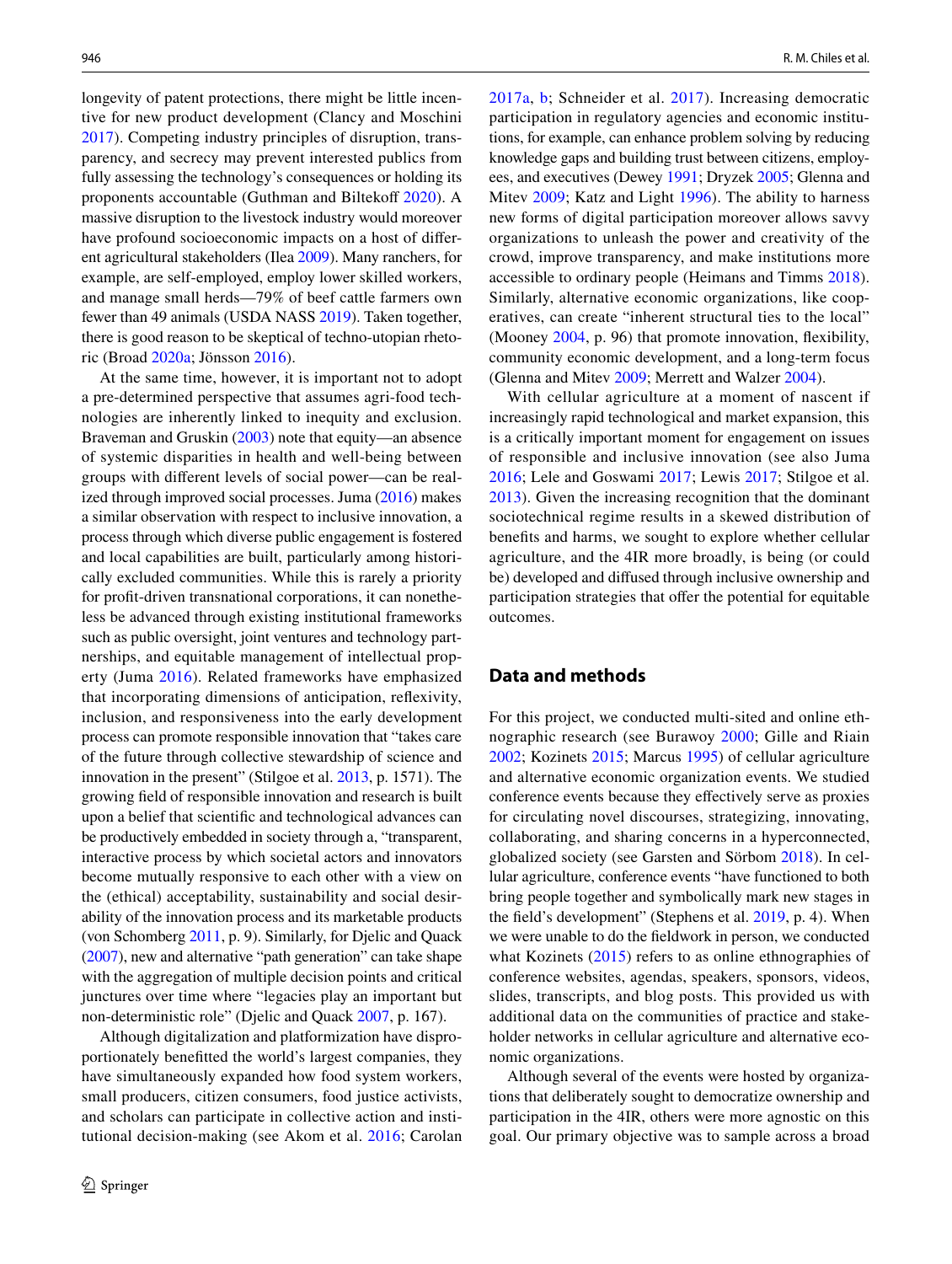longevity of patent protections, there might be little incentive for new product development (Clancy and Moschini 2017). Competing industry principles of disruption, transparency, and secrecy may prevent interested publics from fully assessing the technology's consequences or holding its proponents accountable (Guthman and Biltekoff 2020). A massive disruption to the livestock industry would moreover have profound socioeconomic impacts on a host of different agricultural stakeholders (Ilea 2009). Many ranchers, for example, are self-employed, employ lower skilled workers, and manage small herds—79% of beef cattle farmers own fewer than 49 animals (USDA NASS 2019). Taken together, there is good reason to be skeptical of techno-utopian rhetoric (Broad 2020a; Jönsson 2016).

At the same time, however, it is important not to adopt a pre-determined perspective that assumes agri-food technologies are inherently linked to inequity and exclusion. Braveman and Gruskin (2003) note that equity—an absence of systemic disparities in health and well-being between groups with different levels of social power—can be realized through improved social processes. Juma (2016) makes a similar observation with respect to inclusive innovation, a process through which diverse public engagement is fostered and local capabilities are built, particularly among historically excluded communities. While this is rarely a priority for profit-driven transnational corporations, it can nonetheless be advanced through existing institutional frameworks such as public oversight, joint ventures and technology partnerships, and equitable management of intellectual property (Juma 2016). Related frameworks have emphasized that incorporating dimensions of anticipation, reflexivity, inclusion, and responsiveness into the early development process can promote responsible innovation that "takes care of the future through collective stewardship of science and innovation in the present" (Stilgoe et al. 2013, p. 1571). The growing field of responsible innovation and research is built upon a belief that scientific and technological advances can be productively embedded in society through a, "transparent, interactive process by which societal actors and innovators become mutually responsive to each other with a view on the (ethical) acceptability, sustainability and social desirability of the innovation process and its marketable products (von Schomberg 2011, p. 9). Similarly, for Djelic and Quack (2007), new and alternative "path generation" can take shape with the aggregation of multiple decision points and critical junctures over time where "legacies play an important but non-deterministic role" (Djelic and Quack 2007, p. 167).

Although digitalization and platformization have disproportionately benefitted the world's largest companies, they have simultaneously expanded how food system workers, small producers, citizen consumers, food justice activists, and scholars can participate in collective action and institutional decision-making (see Akom et al. 2016; Carolan 2017a, b; Schneider et al. 2017). Increasing democratic participation in regulatory agencies and economic institutions, for example, can enhance problem solving by reducing knowledge gaps and building trust between citizens, employees, and executives (Dewey 1991; Dryzek 2005; Glenna and Mitev 2009; Katz and Light 1996). The ability to harness new forms of digital participation moreover allows savvy organizations to unleash the power and creativity of the crowd, improve transparency, and make institutions more accessible to ordinary people (Heimans and Timms 2018). Similarly, alternative economic organizations, like cooperatives, can create "inherent structural ties to the local" (Mooney 2004, p. 96) that promote innovation, flexibility, community economic development, and a long-term focus (Glenna and Mitev 2009; Merrett and Walzer 2004).

With cellular agriculture at a moment of nascent if increasingly rapid technological and market expansion, this is a critically important moment for engagement on issues of responsible and inclusive innovation (see also Juma 2016; Lele and Goswami 2017; Lewis 2017; Stilgoe et al. 2013). Given the increasing recognition that the dominant sociotechnical regime results in a skewed distribution of benefits and harms, we sought to explore whether cellular agriculture, and the 4IR more broadly, is being (or could be) developed and diffused through inclusive ownership and participation strategies that offer the potential for equitable outcomes.

## Data and methods

For this project, we conducted multi-sited and online ethnographic research (see Burawoy 2000; Gille and Riain 2002; Kozinets 2015; Marcus 1995) of cellular agriculture and alternative economic organization events. We studied conference events because they effectively serve as proxies for circulating novel discourses, strategizing, innovating, collaborating, and sharing concerns in a hyperconnected, globalized society (see Garsten and Sörbom 2018). In cellular agriculture, conference events "have functioned to both bring people together and symbolically mark new stages in the field's development" (Stephens et al. 2019, p. 4). When we were unable to do the fieldwork in person, we conducted what Kozinets (2015) refers to as online ethnographies of conference websites, agendas, speakers, sponsors, videos, slides, transcripts, and blog posts. This provided us with additional data on the communities of practice and stakeholder networks in cellular agriculture and alternative economic organizations.

Although several of the events were hosted by organizations that deliberately sought to democratize ownership and participation in the 4IR, others were more agnostic on this goal. Our primary objective was to sample across a broad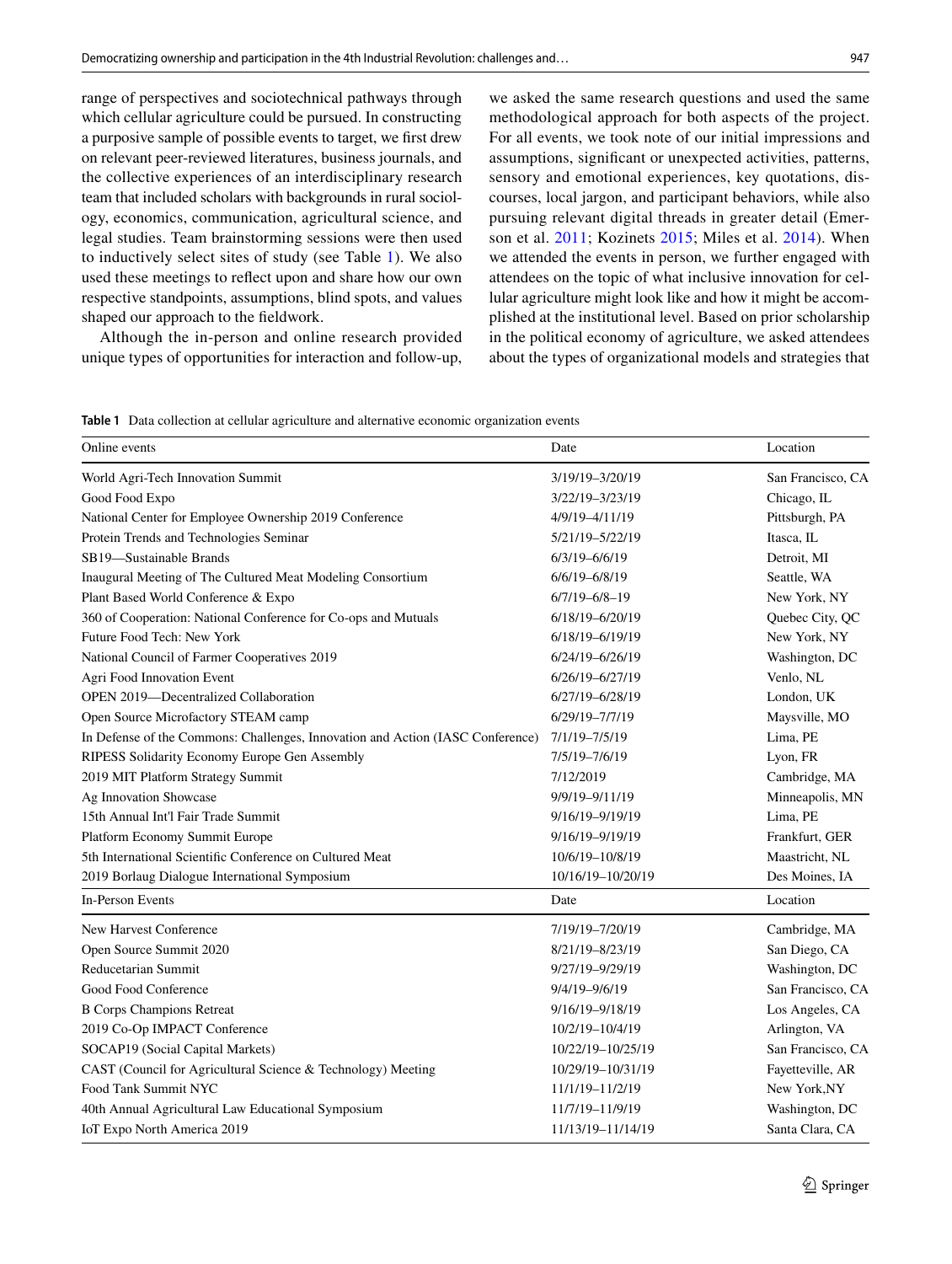range of perspectives and sociotechnical pathways through which cellular agriculture could be pursued. In constructing a purposive sample of possible events to target, we first drew on relevant peer-reviewed literatures, business journals, and the collective experiences of an interdisciplinary research team that included scholars with backgrounds in rural sociology, economics, communication, agricultural science, and legal studies. Team brainstorming sessions were then used to inductively select sites of study (see Table 1). We also used these meetings to reflect upon and share how our own respective standpoints, assumptions, blind spots, and values shaped our approach to the fieldwork.

Although the in-person and online research provided unique types of opportunities for interaction and follow-up, we asked the same research questions and used the same methodological approach for both aspects of the project. For all events, we took note of our initial impressions and assumptions, significant or unexpected activities, patterns, sensory and emotional experiences, key quotations, discourses, local jargon, and participant behaviors, while also pursuing relevant digital threads in greater detail (Emerson et al. 2011; Kozinets 2015; Miles et al. 2014). When we attended the events in person, we further engaged with attendees on the topic of what inclusive innovation for cellular agriculture might look like and how it might be accomplished at the institutional level. Based on prior scholarship in the political economy of agriculture, we asked attendees about the types of organizational models and strategies that

**Table 1** Data collection at cellular agriculture and alternative economic organization events

| Online events | Date | Location |
|---|---|---|
| World Agri-Tech Innovation Summit | 3/19/19–3/20/19 | San Francisco, CA |
| Good Food Expo | 3/22/19–3/23/19 | Chicago, IL |
| National Center for Employee Ownership 2019 Conference | 4/9/19–4/11/19 | Pittsburgh, PA |
| Protein Trends and Technologies Seminar | 5/21/19–5/22/19 | Itasca, IL |
| SB19—Sustainable Brands | 6/3/19–6/6/19 | Detroit, MI |
| Inaugural Meeting of The Cultured Meat Modeling Consortium | 6/6/19–6/8/19 | Seattle, WA |
| Plant Based World Conference & Expo | 6/7/19–6/8–19 | New York, NY |
| 360 of Cooperation: National Conference for Co-ops and Mutuals | 6/18/19–6/20/19 | Quebec City, QC |
| Future Food Tech: New York | 6/18/19–6/19/19 | New York, NY |
| National Council of Farmer Cooperatives 2019 | 6/24/19–6/26/19 | Washington, DC |
| Agri Food Innovation Event | 6/26/19–6/27/19 | Venlo, NL |
| OPEN 2019—Decentralized Collaboration | 6/27/19–6/28/19 | London, UK |
| Open Source Microfactory STEAM camp | 6/29/19–7/7/19 | Maysville, MO |
| In Defense of the Commons: Challenges, Innovation and Action (IASC Conference) | 7/1/19–7/5/19 | Lima, PE |
| RIPESS Solidarity Economy Europe Gen Assembly | 7/5/19–7/6/19 | Lyon, FR |
| 2019 MIT Platform Strategy Summit | 7/12/2019 | Cambridge, MA |
| Ag Innovation Showcase | 9/9/19–9/11/19 | Minneapolis, MN |
| 15th Annual Int'l Fair Trade Summit | 9/16/19–9/19/19 | Lima, PE |
| Platform Economy Summit Europe | 9/16/19–9/19/19 | Frankfurt, GER |
| 5th International Scientific Conference on Cultured Meat | 10/6/19–10/8/19 | Maastricht, NL |
| 2019 Borlaug Dialogue International Symposium | 10/16/19–10/20/19 | Des Moines, IA |
| **In-Person Events** | **Date** | **Location** |
| New Harvest Conference | 7/19/19–7/20/19 | Cambridge, MA |
| Open Source Summit 2020 | 8/21/19–8/23/19 | San Diego, CA |
| Reducetarian Summit | 9/27/19–9/29/19 | Washington, DC |
| Good Food Conference | 9/4/19–9/6/19 | San Francisco, CA |
| B Corps Champions Retreat | 9/16/19–9/18/19 | Los Angeles, CA |
| 2019 Co-Op IMPACT Conference | 10/2/19–10/4/19 | Arlington, VA |
| SOCAP19 (Social Capital Markets) | 10/22/19–10/25/19 | San Francisco, CA |
| CAST (Council for Agricultural Science & Technology) Meeting | 10/29/19–10/31/19 | Fayetteville, AR |
| Food Tank Summit NYC | 11/1/19–11/2/19 | New York,NY |
| 40th Annual Agricultural Law Educational Symposium | 11/7/19–11/9/19 | Washington, DC |
| IoT Expo North America 2019 | 11/13/19–11/14/19 | Santa Clara, CA |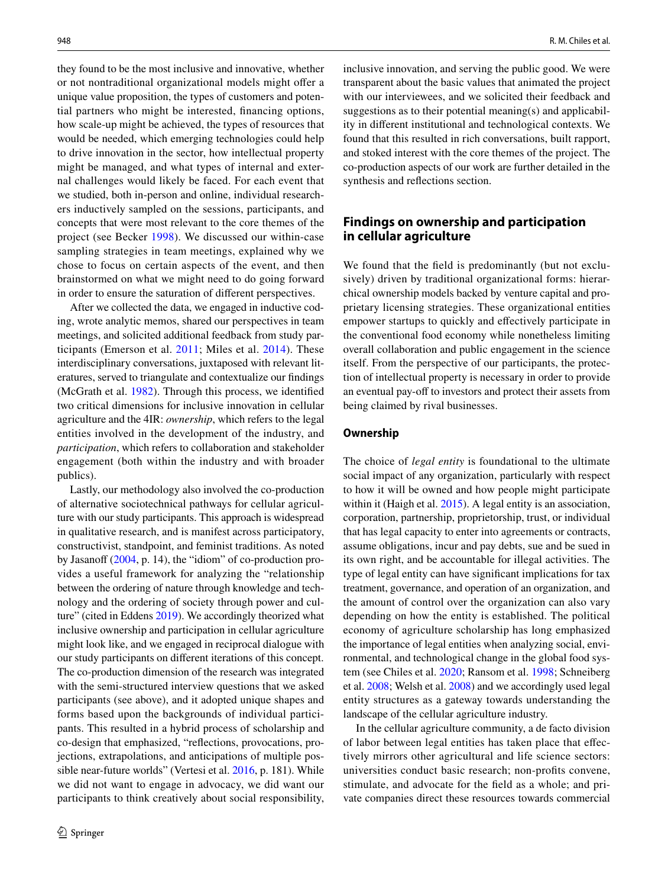they found to be the most inclusive and innovative, whether or not nontraditional organizational models might offer a unique value proposition, the types of customers and potential partners who might be interested, financing options, how scale-up might be achieved, the types of resources that would be needed, which emerging technologies could help to drive innovation in the sector, how intellectual property might be managed, and what types of internal and external challenges would likely be faced. For each event that we studied, both in-person and online, individual researchers inductively sampled on the sessions, participants, and concepts that were most relevant to the core themes of the project (see Becker 1998). We discussed our within-case sampling strategies in team meetings, explained why we chose to focus on certain aspects of the event, and then brainstormed on what we might need to do going forward in order to ensure the saturation of different perspectives.

After we collected the data, we engaged in inductive coding, wrote analytic memos, shared our perspectives in team meetings, and solicited additional feedback from study participants (Emerson et al. 2011; Miles et al. 2014). These interdisciplinary conversations, juxtaposed with relevant literatures, served to triangulate and contextualize our findings (McGrath et al. 1982). Through this process, we identified two critical dimensions for inclusive innovation in cellular agriculture and the 4IR: *ownership*, which refers to the legal entities involved in the development of the industry, and *participation*, which refers to collaboration and stakeholder engagement (both within the industry and with broader publics).

Lastly, our methodology also involved the co-production of alternative sociotechnical pathways for cellular agriculture with our study participants. This approach is widespread in qualitative research, and is manifest across participatory, constructivist, standpoint, and feminist traditions. As noted by Jasanoff (2004, p. 14), the "idiom" of co-production provides a useful framework for analyzing the "relationship between the ordering of nature through knowledge and technology and the ordering of society through power and culture" (cited in Eddens 2019). We accordingly theorized what inclusive ownership and participation in cellular agriculture might look like, and we engaged in reciprocal dialogue with our study participants on different iterations of this concept. The co-production dimension of the research was integrated with the semi-structured interview questions that we asked participants (see above), and it adopted unique shapes and forms based upon the backgrounds of individual participants. This resulted in a hybrid process of scholarship and co-design that emphasized, "reflections, provocations, projections, extrapolations, and anticipations of multiple possible near-future worlds" (Vertesi et al. 2016, p. 181). While we did not want to engage in advocacy, we did want our participants to think creatively about social responsibility, inclusive innovation, and serving the public good. We were transparent about the basic values that animated the project with our interviewees, and we solicited their feedback and suggestions as to their potential meaning(s) and applicability in different institutional and technological contexts. We found that this resulted in rich conversations, built rapport, and stoked interest with the core themes of the project. The co-production aspects of our work are further detailed in the synthesis and reflections section.

## Findings on ownership and participation in cellular agriculture

We found that the field is predominantly (but not exclusively) driven by traditional organizational forms: hierarchical ownership models backed by venture capital and proprietary licensing strategies. These organizational entities empower startups to quickly and effectively participate in the conventional food economy while nonetheless limiting overall collaboration and public engagement in the science itself. From the perspective of our participants, the protection of intellectual property is necessary in order to provide an eventual pay-off to investors and protect their assets from being claimed by rival businesses.

### Ownership

The choice of *legal entity* is foundational to the ultimate social impact of any organization, particularly with respect to how it will be owned and how people might participate within it (Haigh et al. 2015). A legal entity is an association, corporation, partnership, proprietorship, trust, or individual that has legal capacity to enter into agreements or contracts, assume obligations, incur and pay debts, sue and be sued in its own right, and be accountable for illegal activities. The type of legal entity can have significant implications for tax treatment, governance, and operation of an organization, and the amount of control over the organization can also vary depending on how the entity is established. The political economy of agriculture scholarship has long emphasized the importance of legal entities when analyzing social, environmental, and technological change in the global food system (see Chiles et al. 2020; Ransom et al. 1998; Schneiberg et al. 2008; Welsh et al. 2008) and we accordingly used legal entity structures as a gateway towards understanding the landscape of the cellular agriculture industry.

In the cellular agriculture community, a de facto division of labor between legal entities has taken place that effectively mirrors other agricultural and life science sectors: universities conduct basic research; non-profits convene, stimulate, and advocate for the field as a whole; and private companies direct these resources towards commercial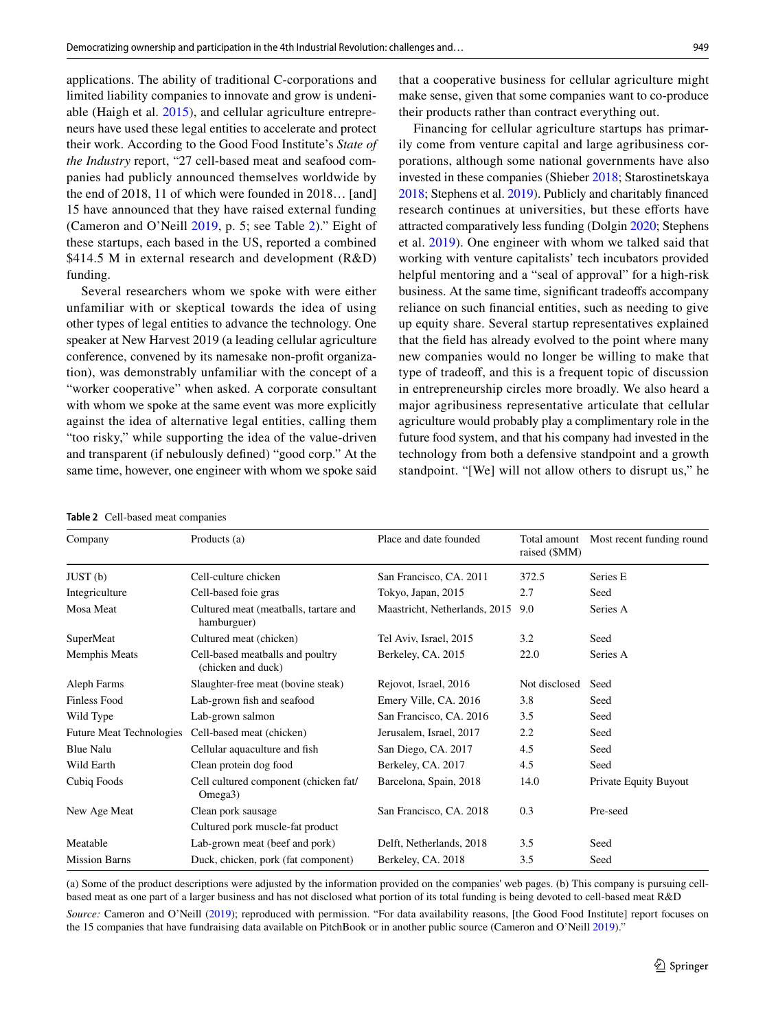applications. The ability of traditional C-corporations and limited liability companies to innovate and grow is undeniable (Haigh et al. 2015), and cellular agriculture entrepreneurs have used these legal entities to accelerate and protect their work. According to the Good Food Institute's *State of the Industry* report, "27 cell-based meat and seafood companies had publicly announced themselves worldwide by the end of 2018, 11 of which were founded in 2018… [and] 15 have announced that they have raised external funding (Cameron and O'Neill 2019, p. 5; see Table 2)." Eight of these startups, each based in the US, reported a combined $414.5 M in external research and development (R&D) funding.

Several researchers whom we spoke with were either unfamiliar with or skeptical towards the idea of using other types of legal entities to advance the technology. One speaker at New Harvest 2019 (a leading cellular agriculture conference, convened by its namesake non-profit organization), was demonstrably unfamiliar with the concept of a "worker cooperative" when asked. A corporate consultant with whom we spoke at the same event was more explicitly against the idea of alternative legal entities, calling them "too risky," while supporting the idea of the value-driven and transparent (if nebulously defined) "good corp." At the same time, however, one engineer with whom we spoke said that a cooperative business for cellular agriculture might make sense, given that some companies want to co-produce their products rather than contract everything out.

Financing for cellular agriculture startups has primarily come from venture capital and large agribusiness corporations, although some national governments have also invested in these companies (Shieber 2018; Starostinetskaya 2018; Stephens et al. 2019). Publicly and charitably financed research continues at universities, but these efforts have attracted comparatively less funding (Dolgin 2020; Stephens et al. 2019). One engineer with whom we talked said that working with venture capitalists' tech incubators provided helpful mentoring and a "seal of approval" for a high-risk business. At the same time, significant tradeoffs accompany reliance on such financial entities, such as needing to give up equity share. Several startup representatives explained that the field has already evolved to the point where many new companies would no longer be willing to make that type of tradeoff, and this is a frequent topic of discussion in entrepreneurship circles more broadly. We also heard a major agribusiness representative articulate that cellular agriculture would probably play a complimentary role in the future food system, and that his company had invested in the technology from both a defensive standpoint and a growth standpoint. "[We] will not allow others to disrupt us," he

**Table 2** Cell-based meat companies

| Company | Products (a) | Place and date founded | Total amount raised ($MM) | Most recent funding round |
|---|---|---|---|---|
| JUST (b) | Cell-culture chicken | San Francisco, CA. 2011 | 372.5 | Series E |
| Integriculture | Cell-based foie gras | Tokyo, Japan, 2015 | 2.7 | Seed |
| Mosa Meat | Cultured meat (meatballs, tartare and hamburguer) | Maastricht, Netherlands, 2015 | 9.0 | Series A |
| SuperMeat | Cultured meat (chicken) | Tel Aviv, Israel, 2015 | 3.2 | Seed |
| Memphis Meats | Cell-based meatballs and poultry (chicken and duck) | Berkeley, CA. 2015 | 22.0 | Series A |
| Aleph Farms | Slaughter-free meat (bovine steak) | Rejovot, Israel, 2016 | Not disclosed | Seed |
| Finless Food | Lab-grown fish and seafood | Emery Ville, CA. 2016 | 3.8 | Seed |
| Wild Type | Lab-grown salmon | San Francisco, CA. 2016 | 3.5 | Seed |
| Future Meat Technologies | Cell-based meat (chicken) | Jerusalem, Israel, 2017 | 2.2 | Seed |
| Blue Nalu | Cellular aquaculture and fish | San Diego, CA. 2017 | 4.5 | Seed |
| Wild Earth | Clean protein dog food | Berkeley, CA. 2017 | 4.5 | Seed |
| Cubiq Foods | Cell cultured component (chicken fat/ Omega3) | Barcelona, Spain, 2018 | 14.0 | Private Equity Buyout |
| New Age Meat | Clean pork sausage<br>Cultured pork muscle-fat product | San Francisco, CA. 2018 | 0.3 | Pre-seed |
| Meatable | Lab-grown meat (beef and pork) | Delft, Netherlands, 2018 | 3.5 | Seed |
| Mission Barns | Duck, chicken, pork (fat component) | Berkeley, CA. 2018 | 3.5 | Seed |

(a) Some of the product descriptions were adjusted by the information provided on the companies' web pages. (b) This company is pursuing cell-based meat as one part of a larger business and has not disclosed what portion of its total funding is being devoted to cell-based meat R&D

*Source:* Cameron and O'Neill (2019); reproduced with permission. "For data availability reasons, [the Good Food Institute] report focuses on the 15 companies that have fundraising data available on PitchBook or in another public source (Cameron and O'Neill 2019)."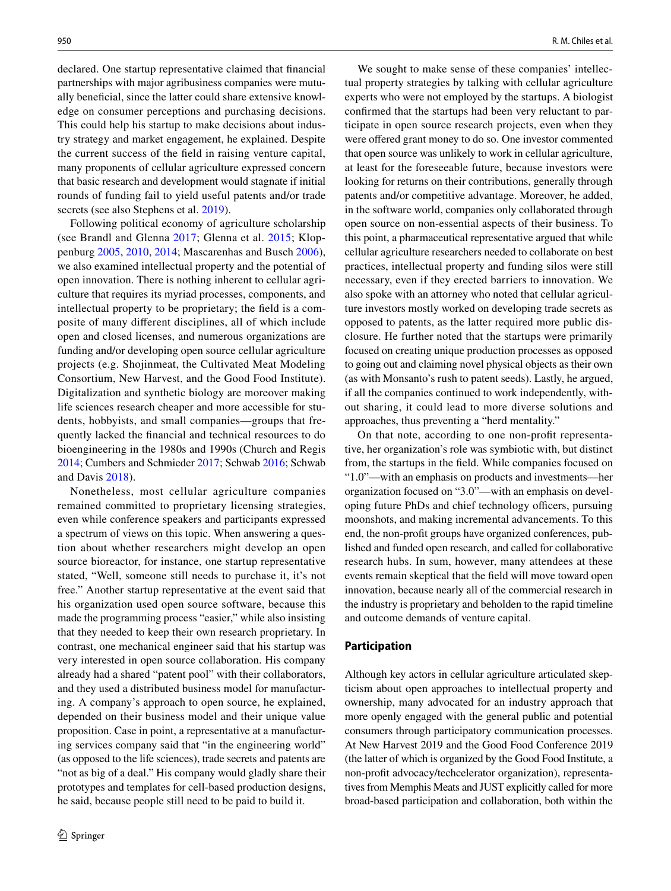declared. One startup representative claimed that financial partnerships with major agribusiness companies were mutually beneficial, since the latter could share extensive knowledge on consumer perceptions and purchasing decisions. This could help his startup to make decisions about industry strategy and market engagement, he explained. Despite the current success of the field in raising venture capital, many proponents of cellular agriculture expressed concern that basic research and development would stagnate if initial rounds of funding fail to yield useful patents and/or trade secrets (see also Stephens et al. 2019).

Following political economy of agriculture scholarship (see Brandl and Glenna 2017; Glenna et al. 2015; Kloppenburg 2005, 2010, 2014; Mascarenhas and Busch 2006), we also examined intellectual property and the potential of open innovation. There is nothing inherent to cellular agriculture that requires its myriad processes, components, and intellectual property to be proprietary; the field is a composite of many different disciplines, all of which include open and closed licenses, and numerous organizations are funding and/or developing open source cellular agriculture projects (e.g. Shojinmeat, the Cultivated Meat Modeling Consortium, New Harvest, and the Good Food Institute). Digitalization and synthetic biology are moreover making life sciences research cheaper and more accessible for students, hobbyists, and small companies—groups that frequently lacked the financial and technical resources to do bioengineering in the 1980s and 1990s (Church and Regis 2014; Cumbers and Schmieder 2017; Schwab 2016; Schwab and Davis 2018).

Nonetheless, most cellular agriculture companies remained committed to proprietary licensing strategies, even while conference speakers and participants expressed a spectrum of views on this topic. When answering a question about whether researchers might develop an open source bioreactor, for instance, one startup representative stated, "Well, someone still needs to purchase it, it's not free." Another startup representative at the event said that his organization used open source software, because this made the programming process "easier," while also insisting that they needed to keep their own research proprietary. In contrast, one mechanical engineer said that his startup was very interested in open source collaboration. His company already had a shared "patent pool" with their collaborators, and they used a distributed business model for manufacturing. A company's approach to open source, he explained, depended on their business model and their unique value proposition. Case in point, a representative at a manufacturing services company said that "in the engineering world" (as opposed to the life sciences), trade secrets and patents are "not as big of a deal." His company would gladly share their prototypes and templates for cell-based production designs, he said, because people still need to be paid to build it.

We sought to make sense of these companies' intellectual property strategies by talking with cellular agriculture experts who were not employed by the startups. A biologist confirmed that the startups had been very reluctant to participate in open source research projects, even when they were offered grant money to do so. One investor commented that open source was unlikely to work in cellular agriculture, at least for the foreseeable future, because investors were looking for returns on their contributions, generally through patents and/or competitive advantage. Moreover, he added, in the software world, companies only collaborated through open source on non-essential aspects of their business. To this point, a pharmaceutical representative argued that while cellular agriculture researchers needed to collaborate on best practices, intellectual property and funding silos were still necessary, even if they erected barriers to innovation. We also spoke with an attorney who noted that cellular agriculture investors mostly worked on developing trade secrets as opposed to patents, as the latter required more public disclosure. He further noted that the startups were primarily focused on creating unique production processes as opposed to going out and claiming novel physical objects as their own (as with Monsanto's rush to patent seeds). Lastly, he argued, if all the companies continued to work independently, without sharing, it could lead to more diverse solutions and approaches, thus preventing a "herd mentality."

On that note, according to one non-profit representative, her organization's role was symbiotic with, but distinct from, the startups in the field. While companies focused on "1.0"—with an emphasis on products and investments—her organization focused on "3.0"—with an emphasis on developing future PhDs and chief technology officers, pursuing moonshots, and making incremental advancements. To this end, the non-profit groups have organized conferences, published and funded open research, and called for collaborative research hubs. In sum, however, many attendees at these events remain skeptical that the field will move toward open innovation, because nearly all of the commercial research in the industry is proprietary and beholden to the rapid timeline and outcome demands of venture capital.

## Participation

Although key actors in cellular agriculture articulated skepticism about open approaches to intellectual property and ownership, many advocated for an industry approach that more openly engaged with the general public and potential consumers through participatory communication processes. At New Harvest 2019 and the Good Food Conference 2019 (the latter of which is organized by the Good Food Institute, a non-profit advocacy/techcelerator organization), representatives from Memphis Meats and JUST explicitly called for more broad-based participation and collaboration, both within the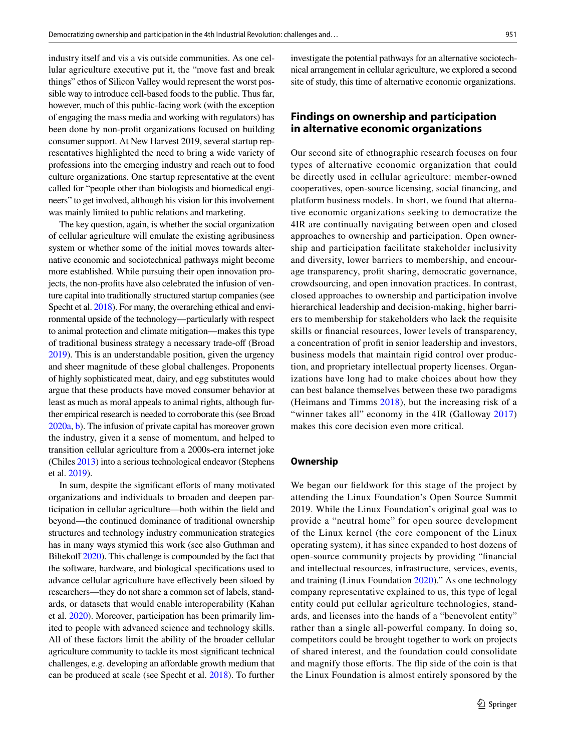industry itself and vis a vis outside communities. As one cellular agriculture executive put it, the "move fast and break things" ethos of Silicon Valley would represent the worst possible way to introduce cell-based foods to the public. Thus far, however, much of this public-facing work (with the exception of engaging the mass media and working with regulators) has been done by non-profit organizations focused on building consumer support. At New Harvest 2019, several startup representatives highlighted the need to bring a wide variety of professions into the emerging industry and reach out to food culture organizations. One startup representative at the event called for "people other than biologists and biomedical engineers" to get involved, although his vision for this involvement was mainly limited to public relations and marketing.

The key question, again, is whether the social organization of cellular agriculture will emulate the existing agribusiness system or whether some of the initial moves towards alternative economic and sociotechnical pathways might become more established. While pursuing their open innovation projects, the non-profits have also celebrated the infusion of venture capital into traditionally structured startup companies (see Specht et al. 2018). For many, the overarching ethical and environmental upside of the technology—particularly with respect to animal protection and climate mitigation—makes this type of traditional business strategy a necessary trade-off (Broad 2019). This is an understandable position, given the urgency and sheer magnitude of these global challenges. Proponents of highly sophisticated meat, dairy, and egg substitutes would argue that these products have moved consumer behavior at least as much as moral appeals to animal rights, although further empirical research is needed to corroborate this (see Broad 2020a, b). The infusion of private capital has moreover grown the industry, given it a sense of momentum, and helped to transition cellular agriculture from a 2000s-era internet joke (Chiles 2013) into a serious technological endeavor (Stephens et al. 2019).

In sum, despite the significant efforts of many motivated organizations and individuals to broaden and deepen participation in cellular agriculture—both within the field and beyond—the continued dominance of traditional ownership structures and technology industry communication strategies has in many ways stymied this work (see also Guthman and Biltekoff 2020). This challenge is compounded by the fact that the software, hardware, and biological specifications used to advance cellular agriculture have effectively been siloed by researchers—they do not share a common set of labels, standards, or datasets that would enable interoperability (Kahan et al. 2020). Moreover, participation has been primarily limited to people with advanced science and technology skills. All of these factors limit the ability of the broader cellular agriculture community to tackle its most significant technical challenges, e.g. developing an affordable growth medium that can be produced at scale (see Specht et al. 2018). To further investigate the potential pathways for an alternative sociotechnical arrangement in cellular agriculture, we explored a second site of study, this time of alternative economic organizations.

## Findings on ownership and participation in alternative economic organizations

Our second site of ethnographic research focuses on four types of alternative economic organization that could be directly used in cellular agriculture: member-owned cooperatives, open-source licensing, social financing, and platform business models. In short, we found that alternative economic organizations seeking to democratize the 4IR are continually navigating between open and closed approaches to ownership and participation. Open ownership and participation facilitate stakeholder inclusivity and diversity, lower barriers to membership, and encourage transparency, profit sharing, democratic governance, crowdsourcing, and open innovation practices. In contrast, closed approaches to ownership and participation involve hierarchical leadership and decision-making, higher barriers to membership for stakeholders who lack the requisite skills or financial resources, lower levels of transparency, a concentration of profit in senior leadership and investors, business models that maintain rigid control over production, and proprietary intellectual property licenses. Organizations have long had to make choices about how they can best balance themselves between these two paradigms (Heimans and Timms 2018), but the increasing risk of a "winner takes all" economy in the 4IR (Galloway 2017) makes this core decision even more critical.

### Ownership

We began our fieldwork for this stage of the project by attending the Linux Foundation's Open Source Summit 2019. While the Linux Foundation's original goal was to provide a "neutral home" for open source development of the Linux kernel (the core component of the Linux operating system), it has since expanded to host dozens of open-source community projects by providing "financial and intellectual resources, infrastructure, services, events, and training (Linux Foundation 2020)." As one technology company representative explained to us, this type of legal entity could put cellular agriculture technologies, standards, and licenses into the hands of a "benevolent entity" rather than a single all-powerful company. In doing so, competitors could be brought together to work on projects of shared interest, and the foundation could consolidate and magnify those efforts. The flip side of the coin is that the Linux Foundation is almost entirely sponsored by the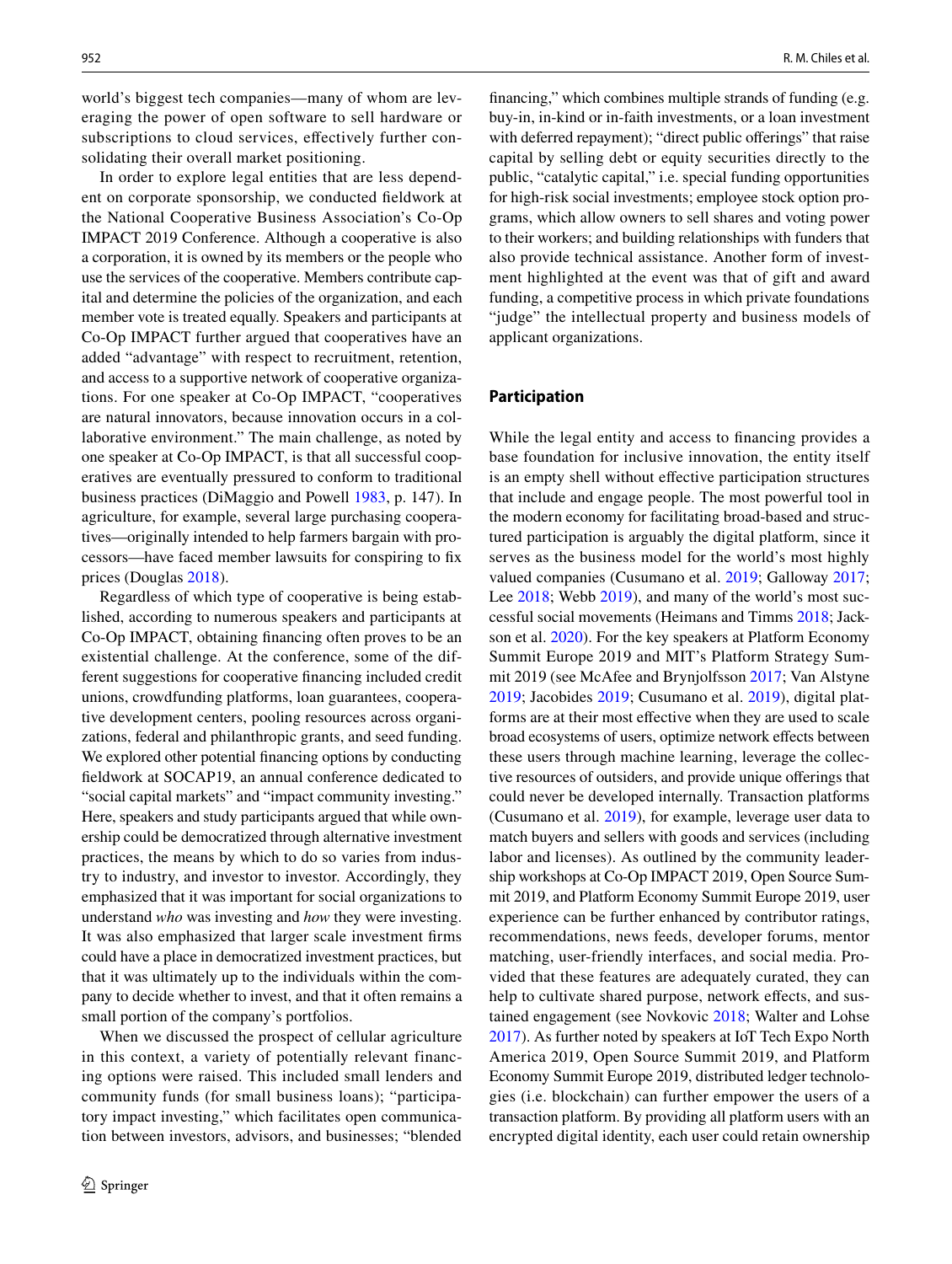world's biggest tech companies—many of whom are leveraging the power of open software to sell hardware or subscriptions to cloud services, effectively further consolidating their overall market positioning.

In order to explore legal entities that are less dependent on corporate sponsorship, we conducted fieldwork at the National Cooperative Business Association's Co-Op IMPACT 2019 Conference. Although a cooperative is also a corporation, it is owned by its members or the people who use the services of the cooperative. Members contribute capital and determine the policies of the organization, and each member vote is treated equally. Speakers and participants at Co-Op IMPACT further argued that cooperatives have an added "advantage" with respect to recruitment, retention, and access to a supportive network of cooperative organizations. For one speaker at Co-Op IMPACT, "cooperatives are natural innovators, because innovation occurs in a collaborative environment." The main challenge, as noted by one speaker at Co-Op IMPACT, is that all successful cooperatives are eventually pressured to conform to traditional business practices (DiMaggio and Powell 1983, p. 147). In agriculture, for example, several large purchasing cooperatives—originally intended to help farmers bargain with processors—have faced member lawsuits for conspiring to fix prices (Douglas 2018).

Regardless of which type of cooperative is being established, according to numerous speakers and participants at Co-Op IMPACT, obtaining financing often proves to be an existential challenge. At the conference, some of the different suggestions for cooperative financing included credit unions, crowdfunding platforms, loan guarantees, cooperative development centers, pooling resources across organizations, federal and philanthropic grants, and seed funding. We explored other potential financing options by conducting fieldwork at SOCAP19, an annual conference dedicated to "social capital markets" and "impact community investing." Here, speakers and study participants argued that while ownership could be democratized through alternative investment practices, the means by which to do so varies from industry to industry, and investor to investor. Accordingly, they emphasized that it was important for social organizations to understand *who* was investing and *how* they were investing. It was also emphasized that larger scale investment firms could have a place in democratized investment practices, but that it was ultimately up to the individuals within the company to decide whether to invest, and that it often remains a small portion of the company's portfolios.

When we discussed the prospect of cellular agriculture in this context, a variety of potentially relevant financing options were raised. This included small lenders and community funds (for small business loans); "participatory impact investing," which facilitates open communication between investors, advisors, and businesses; "blended financing," which combines multiple strands of funding (e.g. buy-in, in-kind or in-faith investments, or a loan investment with deferred repayment); "direct public offerings" that raise capital by selling debt or equity securities directly to the public, "catalytic capital," i.e. special funding opportunities for high-risk social investments; employee stock option programs, which allow owners to sell shares and voting power to their workers; and building relationships with funders that also provide technical assistance. Another form of investment highlighted at the event was that of gift and award funding, a competitive process in which private foundations "judge" the intellectual property and business models of applicant organizations.

## Participation

While the legal entity and access to financing provides a base foundation for inclusive innovation, the entity itself is an empty shell without effective participation structures that include and engage people. The most powerful tool in the modern economy for facilitating broad-based and structured participation is arguably the digital platform, since it serves as the business model for the world's most highly valued companies (Cusumano et al. 2019; Galloway 2017; Lee 2018; Webb 2019), and many of the world's most successful social movements (Heimans and Timms 2018; Jackson et al. 2020). For the key speakers at Platform Economy Summit Europe 2019 and MIT's Platform Strategy Summit 2019 (see McAfee and Brynjolfsson 2017; Van Alstyne 2019; Jacobides 2019; Cusumano et al. 2019), digital platforms are at their most effective when they are used to scale broad ecosystems of users, optimize network effects between these users through machine learning, leverage the collective resources of outsiders, and provide unique offerings that could never be developed internally. Transaction platforms (Cusumano et al. 2019), for example, leverage user data to match buyers and sellers with goods and services (including labor and licenses). As outlined by the community leadership workshops at Co-Op IMPACT 2019, Open Source Summit 2019, and Platform Economy Summit Europe 2019, user experience can be further enhanced by contributor ratings, recommendations, news feeds, developer forums, mentor matching, user-friendly interfaces, and social media. Provided that these features are adequately curated, they can help to cultivate shared purpose, network effects, and sustained engagement (see Novkovic 2018; Walter and Lohse 2017). As further noted by speakers at IoT Tech Expo North America 2019, Open Source Summit 2019, and Platform Economy Summit Europe 2019, distributed ledger technologies (i.e. blockchain) can further empower the users of a transaction platform. By providing all platform users with an encrypted digital identity, each user could retain ownership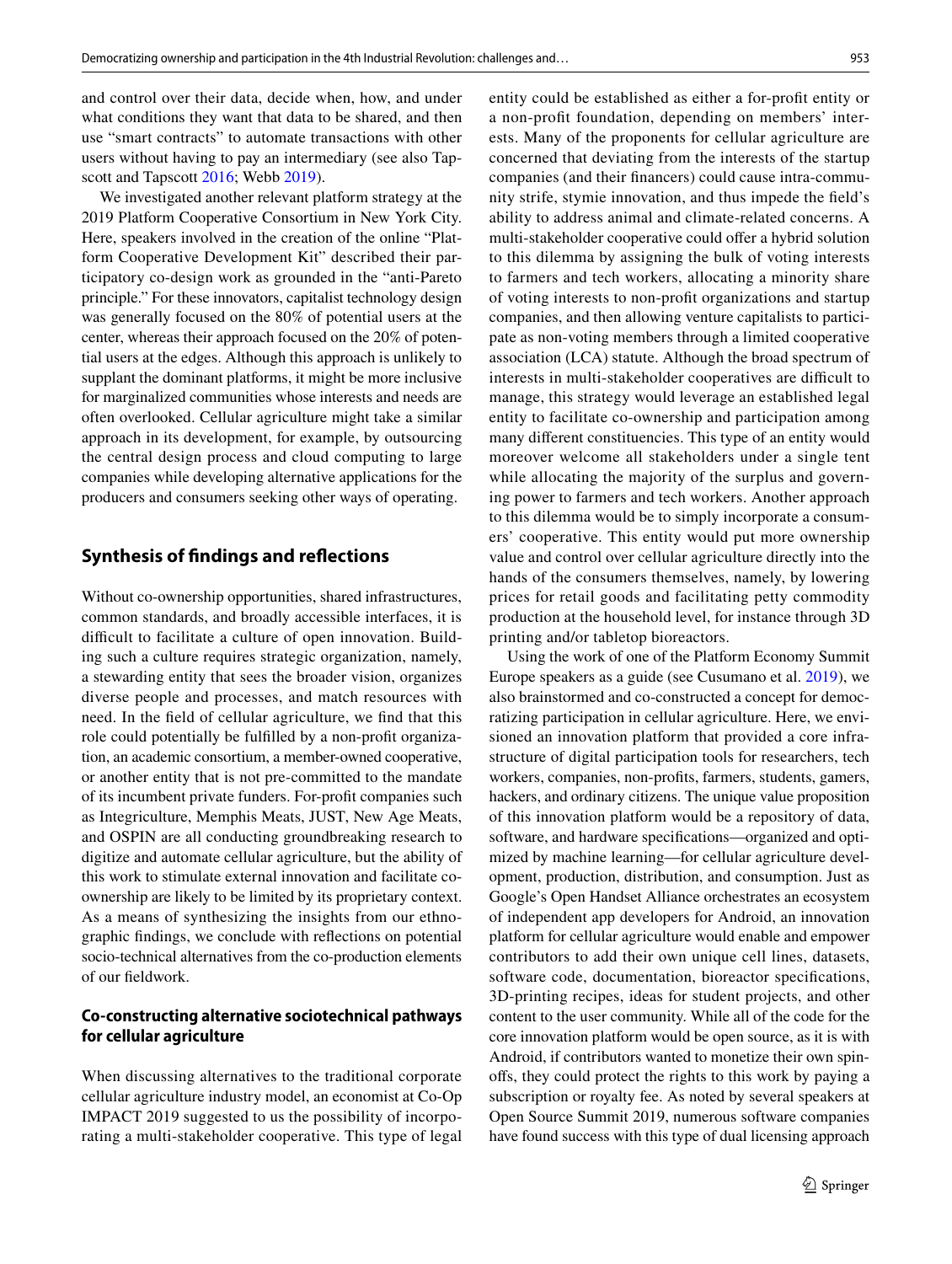and control over their data, decide when, how, and under what conditions they want that data to be shared, and then use "smart contracts" to automate transactions with other users without having to pay an intermediary (see also Tapscott and Tapscott 2016; Webb 2019).

We investigated another relevant platform strategy at the 2019 Platform Cooperative Consortium in New York City. Here, speakers involved in the creation of the online "Platform Cooperative Development Kit" described their participatory co-design work as grounded in the "anti-Pareto principle." For these innovators, capitalist technology design was generally focused on the 80% of potential users at the center, whereas their approach focused on the 20% of potential users at the edges. Although this approach is unlikely to supplant the dominant platforms, it might be more inclusive for marginalized communities whose interests and needs are often overlooked. Cellular agriculture might take a similar approach in its development, for example, by outsourcing the central design process and cloud computing to large companies while developing alternative applications for the producers and consumers seeking other ways of operating.

## Synthesis of findings and reflections

Without co-ownership opportunities, shared infrastructures, common standards, and broadly accessible interfaces, it is difficult to facilitate a culture of open innovation. Building such a culture requires strategic organization, namely, a stewarding entity that sees the broader vision, organizes diverse people and processes, and match resources with need. In the field of cellular agriculture, we find that this role could potentially be fulfilled by a non-profit organization, an academic consortium, a member-owned cooperative, or another entity that is not pre-committed to the mandate of its incumbent private funders. For-profit companies such as Integriculture, Memphis Meats, JUST, New Age Meats, and OSPIN are all conducting groundbreaking research to digitize and automate cellular agriculture, but the ability of this work to stimulate external innovation and facilitate co-ownership are likely to be limited by its proprietary context. As a means of synthesizing the insights from our ethnographic findings, we conclude with reflections on potential socio-technical alternatives from the co-production elements of our fieldwork.

### Co-constructing alternative sociotechnical pathways for cellular agriculture

When discussing alternatives to the traditional corporate cellular agriculture industry model, an economist at Co-Op IMPACT 2019 suggested to us the possibility of incorporating a multi-stakeholder cooperative. This type of legal entity could be established as either a for-profit entity or a non-profit foundation, depending on members' interests. Many of the proponents for cellular agriculture are concerned that deviating from the interests of the startup companies (and their financers) could cause intra-community strife, stymie innovation, and thus impede the field's ability to address animal and climate-related concerns. A multi-stakeholder cooperative could offer a hybrid solution to this dilemma by assigning the bulk of voting interests to farmers and tech workers, allocating a minority share of voting interests to non-profit organizations and startup companies, and then allowing venture capitalists to participate as non-voting members through a limited cooperative association (LCA) statute. Although the broad spectrum of interests in multi-stakeholder cooperatives are difficult to manage, this strategy would leverage an established legal entity to facilitate co-ownership and participation among many different constituencies. This type of an entity would moreover welcome all stakeholders under a single tent while allocating the majority of the surplus and governing power to farmers and tech workers. Another approach to this dilemma would be to simply incorporate a consumers' cooperative. This entity would put more ownership value and control over cellular agriculture directly into the hands of the consumers themselves, namely, by lowering prices for retail goods and facilitating petty commodity production at the household level, for instance through 3D printing and/or tabletop bioreactors.

Using the work of one of the Platform Economy Summit Europe speakers as a guide (see Cusumano et al. 2019), we also brainstormed and co-constructed a concept for democratizing participation in cellular agriculture. Here, we envisioned an innovation platform that provided a core infrastructure of digital participation tools for researchers, tech workers, companies, non-profits, farmers, students, gamers, hackers, and ordinary citizens. The unique value proposition of this innovation platform would be a repository of data, software, and hardware specifications—organized and optimized by machine learning—for cellular agriculture development, production, distribution, and consumption. Just as Google's Open Handset Alliance orchestrates an ecosystem of independent app developers for Android, an innovation platform for cellular agriculture would enable and empower contributors to add their own unique cell lines, datasets, software code, documentation, bioreactor specifications, 3D-printing recipes, ideas for student projects, and other content to the user community. While all of the code for the core innovation platform would be open source, as it is with Android, if contributors wanted to monetize their own spin-offs, they could protect the rights to this work by paying a subscription or royalty fee. As noted by several speakers at Open Source Summit 2019, numerous software companies have found success with this type of dual licensing approach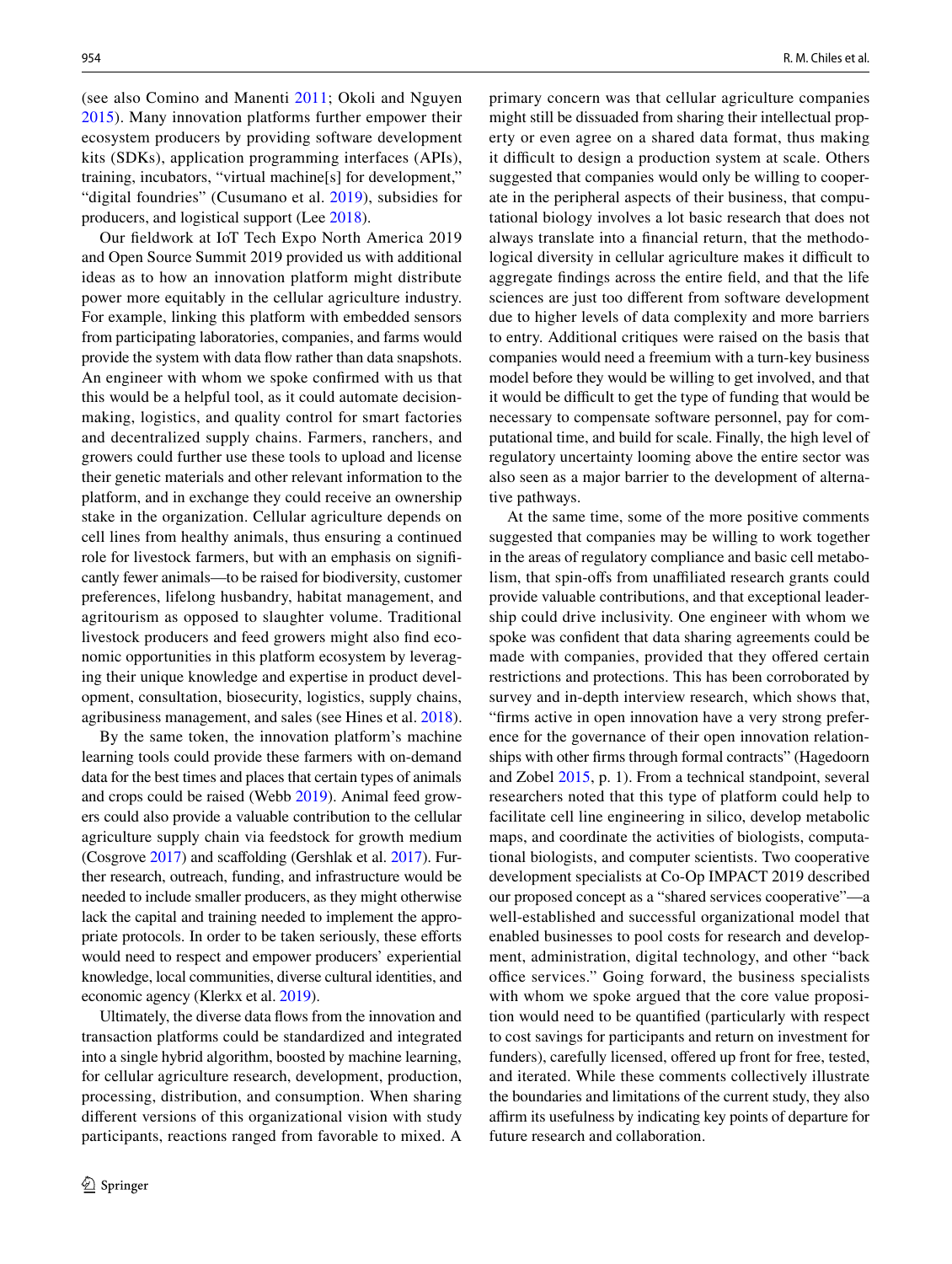(see also Comino and Manenti 2011; Okoli and Nguyen 2015). Many innovation platforms further empower their ecosystem producers by providing software development kits (SDKs), application programming interfaces (APIs), training, incubators, "virtual machine[s] for development," "digital foundries" (Cusumano et al. 2019), subsidies for producers, and logistical support (Lee 2018).

Our fieldwork at IoT Tech Expo North America 2019 and Open Source Summit 2019 provided us with additional ideas as to how an innovation platform might distribute power more equitably in the cellular agriculture industry. For example, linking this platform with embedded sensors from participating laboratories, companies, and farms would provide the system with data flow rather than data snapshots. An engineer with whom we spoke confirmed with us that this would be a helpful tool, as it could automate decision-making, logistics, and quality control for smart factories and decentralized supply chains. Farmers, ranchers, and growers could further use these tools to upload and license their genetic materials and other relevant information to the platform, and in exchange they could receive an ownership stake in the organization. Cellular agriculture depends on cell lines from healthy animals, thus ensuring a continued role for livestock farmers, but with an emphasis on significantly fewer animals—to be raised for biodiversity, customer preferences, lifelong husbandry, habitat management, and agritourism as opposed to slaughter volume. Traditional livestock producers and feed growers might also find economic opportunities in this platform ecosystem by leveraging their unique knowledge and expertise in product development, consultation, biosecurity, logistics, supply chains, agribusiness management, and sales (see Hines et al. 2018).

By the same token, the innovation platform's machine learning tools could provide these farmers with on-demand data for the best times and places that certain types of animals and crops could be raised (Webb 2019). Animal feed growers could also provide a valuable contribution to the cellular agriculture supply chain via feedstock for growth medium (Cosgrove 2017) and scaffolding (Gershlak et al. 2017). Further research, outreach, funding, and infrastructure would be needed to include smaller producers, as they might otherwise lack the capital and training needed to implement the appropriate protocols. In order to be taken seriously, these efforts would need to respect and empower producers' experiential knowledge, local communities, diverse cultural identities, and economic agency (Klerkx et al. 2019).

Ultimately, the diverse data flows from the innovation and transaction platforms could be standardized and integrated into a single hybrid algorithm, boosted by machine learning, for cellular agriculture research, development, production, processing, distribution, and consumption. When sharing different versions of this organizational vision with study participants, reactions ranged from favorable to mixed. A primary concern was that cellular agriculture companies might still be dissuaded from sharing their intellectual property or even agree on a shared data format, thus making it difficult to design a production system at scale. Others suggested that companies would only be willing to cooperate in the peripheral aspects of their business, that computational biology involves a lot basic research that does not always translate into a financial return, that the methodological diversity in cellular agriculture makes it difficult to aggregate findings across the entire field, and that the life sciences are just too different from software development due to higher levels of data complexity and more barriers to entry. Additional critiques were raised on the basis that companies would need a freemium with a turn-key business model before they would be willing to get involved, and that it would be difficult to get the type of funding that would be necessary to compensate software personnel, pay for computational time, and build for scale. Finally, the high level of regulatory uncertainty looming above the entire sector was also seen as a major barrier to the development of alternative pathways.

At the same time, some of the more positive comments suggested that companies may be willing to work together in the areas of regulatory compliance and basic cell metabolism, that spin-offs from unaffiliated research grants could provide valuable contributions, and that exceptional leadership could drive inclusivity. One engineer with whom we spoke was confident that data sharing agreements could be made with companies, provided that they offered certain restrictions and protections. This has been corroborated by survey and in-depth interview research, which shows that, "firms active in open innovation have a very strong preference for the governance of their open innovation relationships with other firms through formal contracts" (Hagedoorn and Zobel 2015, p. 1). From a technical standpoint, several researchers noted that this type of platform could help to facilitate cell line engineering in silico, develop metabolic maps, and coordinate the activities of biologists, computational biologists, and computer scientists. Two cooperative development specialists at Co-Op IMPACT 2019 described our proposed concept as a "shared services cooperative"—a well-established and successful organizational model that enabled businesses to pool costs for research and development, administration, digital technology, and other "back office services." Going forward, the business specialists with whom we spoke argued that the core value proposition would need to be quantified (particularly with respect to cost savings for participants and return on investment for funders), carefully licensed, offered up front for free, tested, and iterated. While these comments collectively illustrate the boundaries and limitations of the current study, they also affirm its usefulness by indicating key points of departure for future research and collaboration.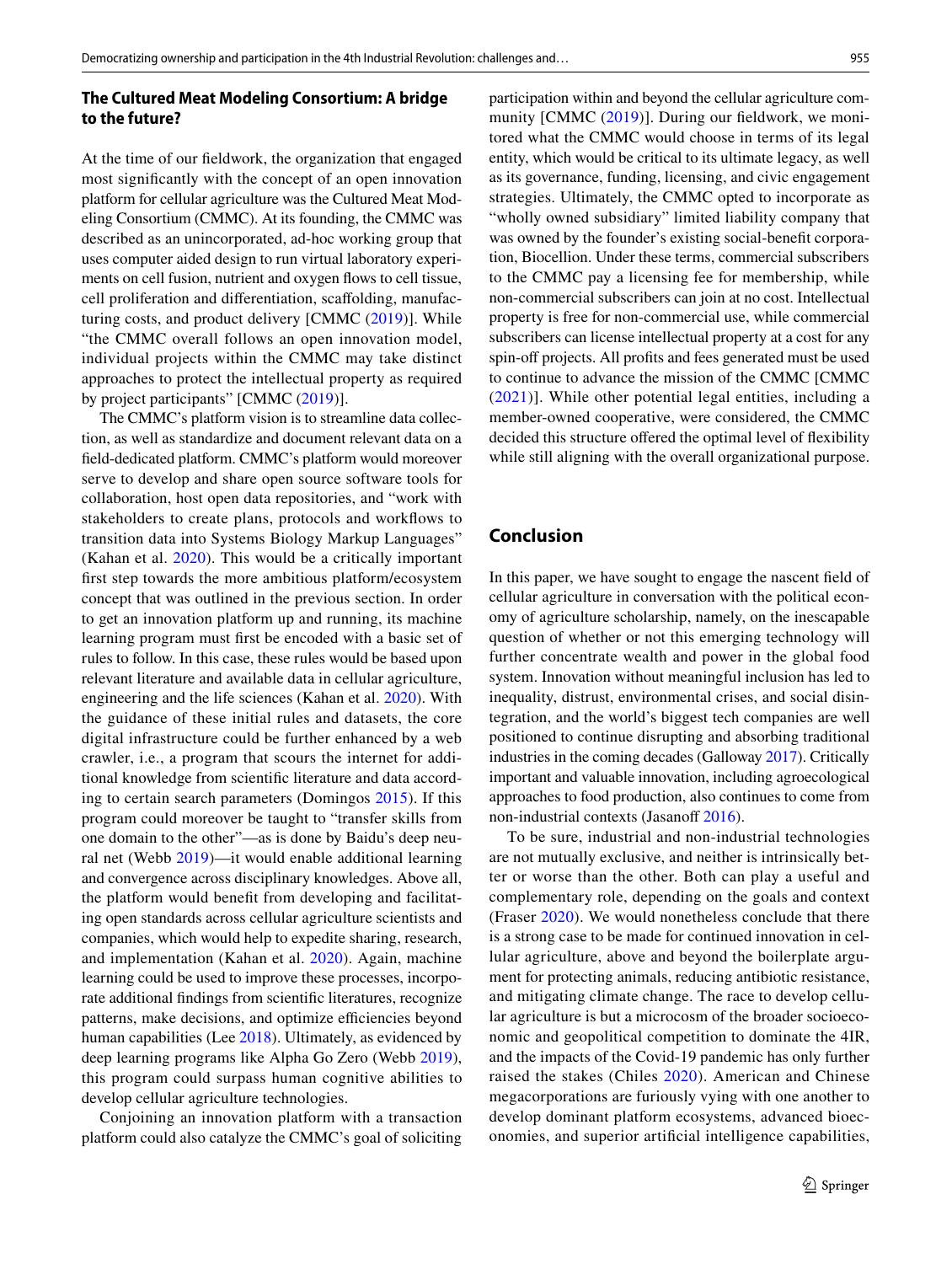### The Cultured Meat Modeling Consortium: A bridge to the future?

At the time of our fieldwork, the organization that engaged most significantly with the concept of an open innovation platform for cellular agriculture was the Cultured Meat Modeling Consortium (CMMC). At its founding, the CMMC was described as an unincorporated, ad-hoc working group that uses computer aided design to run virtual laboratory experiments on cell fusion, nutrient and oxygen flows to cell tissue, cell proliferation and differentiation, scaffolding, manufacturing costs, and product delivery [CMMC (2019)]. While "the CMMC overall follows an open innovation model, individual projects within the CMMC may take distinct approaches to protect the intellectual property as required by project participants" [CMMC (2019)].

The CMMC's platform vision is to streamline data collection, as well as standardize and document relevant data on a field-dedicated platform. CMMC's platform would moreover serve to develop and share open source software tools for collaboration, host open data repositories, and "work with stakeholders to create plans, protocols and workflows to transition data into Systems Biology Markup Languages" (Kahan et al. 2020). This would be a critically important first step towards the more ambitious platform/ecosystem concept that was outlined in the previous section. In order to get an innovation platform up and running, its machine learning program must first be encoded with a basic set of rules to follow. In this case, these rules would be based upon relevant literature and available data in cellular agriculture, engineering and the life sciences (Kahan et al. 2020). With the guidance of these initial rules and datasets, the core digital infrastructure could be further enhanced by a web crawler, i.e., a program that scours the internet for additional knowledge from scientific literature and data according to certain search parameters (Domingos 2015). If this program could moreover be taught to "transfer skills from one domain to the other"—as is done by Baidu's deep neural net (Webb 2019)—it would enable additional learning and convergence across disciplinary knowledges. Above all, the platform would benefit from developing and facilitating open standards across cellular agriculture scientists and companies, which would help to expedite sharing, research, and implementation (Kahan et al. 2020). Again, machine learning could be used to improve these processes, incorporate additional findings from scientific literatures, recognize patterns, make decisions, and optimize efficiencies beyond human capabilities (Lee 2018). Ultimately, as evidenced by deep learning programs like Alpha Go Zero (Webb 2019), this program could surpass human cognitive abilities to develop cellular agriculture technologies.

Conjoining an innovation platform with a transaction platform could also catalyze the CMMC's goal of soliciting participation within and beyond the cellular agriculture community [CMMC (2019)]. During our fieldwork, we monitored what the CMMC would choose in terms of its legal entity, which would be critical to its ultimate legacy, as well as its governance, funding, licensing, and civic engagement strategies. Ultimately, the CMMC opted to incorporate as "wholly owned subsidiary" limited liability company that was owned by the founder's existing social-benefit corporation, Biocellion. Under these terms, commercial subscribers to the CMMC pay a licensing fee for membership, while non-commercial subscribers can join at no cost. Intellectual property is free for non-commercial use, while commercial subscribers can license intellectual property at a cost for any spin-off projects. All profits and fees generated must be used to continue to advance the mission of the CMMC [CMMC (2021)]. While other potential legal entities, including a member-owned cooperative, were considered, the CMMC decided this structure offered the optimal level of flexibility while still aligning with the overall organizational purpose.

## Conclusion

In this paper, we have sought to engage the nascent field of cellular agriculture in conversation with the political economy of agriculture scholarship, namely, on the inescapable question of whether or not this emerging technology will further concentrate wealth and power in the global food system. Innovation without meaningful inclusion has led to inequality, distrust, environmental crises, and social disintegration, and the world's biggest tech companies are well positioned to continue disrupting and absorbing traditional industries in the coming decades (Galloway 2017). Critically important and valuable innovation, including agroecological approaches to food production, also continues to come from non-industrial contexts (Jasanoff 2016).

To be sure, industrial and non-industrial technologies are not mutually exclusive, and neither is intrinsically better or worse than the other. Both can play a useful and complementary role, depending on the goals and context (Fraser 2020). We would nonetheless conclude that there is a strong case to be made for continued innovation in cellular agriculture, above and beyond the boilerplate argument for protecting animals, reducing antibiotic resistance, and mitigating climate change. The race to develop cellular agriculture is but a microcosm of the broader socioeconomic and geopolitical competition to dominate the 4IR, and the impacts of the Covid-19 pandemic has only further raised the stakes (Chiles 2020). American and Chinese megacorporations are furiously vying with one another to develop dominant platform ecosystems, advanced bioeconomies, and superior artificial intelligence capabilities,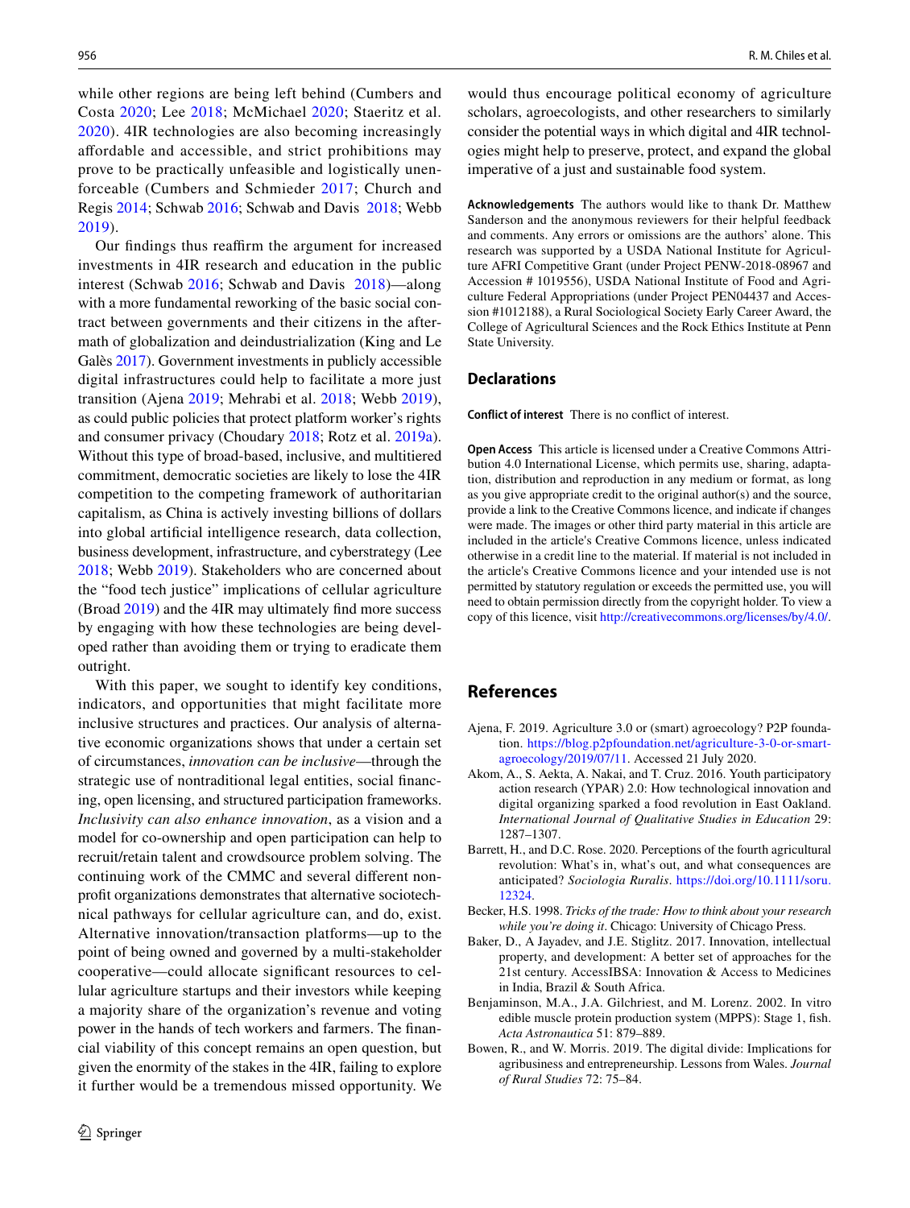while other regions are being left behind (Cumbers and Costa 2020; Lee 2018; McMichael 2020; Staeritz et al. 2020). 4IR technologies are also becoming increasingly affordable and accessible, and strict prohibitions may prove to be practically unfeasible and logistically unenforceable (Cumbers and Schmieder 2017; Church and Regis 2014; Schwab 2016; Schwab and Davis 2018; Webb 2019).

Our findings thus reaffirm the argument for increased investments in 4IR research and education in the public interest (Schwab 2016; Schwab and Davis 2018)—along with a more fundamental reworking of the basic social contract between governments and their citizens in the aftermath of globalization and deindustrialization (King and Le Galès 2017). Government investments in publicly accessible digital infrastructures could help to facilitate a more just transition (Ajena 2019; Mehrabi et al. 2018; Webb 2019), as could public policies that protect platform worker's rights and consumer privacy (Choudary 2018; Rotz et al. 2019a). Without this type of broad-based, inclusive, and multitiered commitment, democratic societies are likely to lose the 4IR competition to the competing framework of authoritarian capitalism, as China is actively investing billions of dollars into global artificial intelligence research, data collection, business development, infrastructure, and cyberstrategy (Lee 2018; Webb 2019). Stakeholders who are concerned about the "food tech justice" implications of cellular agriculture (Broad 2019) and the 4IR may ultimately find more success by engaging with how these technologies are being developed rather than avoiding them or trying to eradicate them outright.

With this paper, we sought to identify key conditions, indicators, and opportunities that might facilitate more inclusive structures and practices. Our analysis of alternative economic organizations shows that under a certain set of circumstances, *innovation can be inclusive*—through the strategic use of nontraditional legal entities, social financing, open licensing, and structured participation frameworks. *Inclusivity can also enhance innovation*, as a vision and a model for co-ownership and open participation can help to recruit/retain talent and crowdsource problem solving. The continuing work of the CMMC and several different nonprofit organizations demonstrates that alternative sociotechnical pathways for cellular agriculture can, and do, exist. Alternative innovation/transaction platforms—up to the point of being owned and governed by a multi-stakeholder cooperative—could allocate significant resources to cellular agriculture startups and their investors while keeping a majority share of the organization's revenue and voting power in the hands of tech workers and farmers. The financial viability of this concept remains an open question, but given the enormity of the stakes in the 4IR, failing to explore it further would be a tremendous missed opportunity. We would thus encourage political economy of agriculture scholars, agroecologists, and other researchers to similarly consider the potential ways in which digital and 4IR technologies might help to preserve, protect, and expand the global imperative of a just and sustainable food system.

**Acknowledgements** The authors would like to thank Dr. Matthew Sanderson and the anonymous reviewers for their helpful feedback and comments. Any errors or omissions are the authors' alone. This research was supported by a USDA National Institute for Agriculture AFRI Competitive Grant (under Project PENW-2018-08967 and Accession # 1019556), USDA National Institute of Food and Agriculture Federal Appropriations (under Project PEN04437 and Accession #1012188), a Rural Sociological Society Early Career Award, the College of Agricultural Sciences and the Rock Ethics Institute at Penn State University.

## Declarations

**Conflict of interest** There is no conflict of interest.

**Open Access** This article is licensed under a Creative Commons Attribution 4.0 International License, which permits use, sharing, adaptation, distribution and reproduction in any medium or format, as long as you give appropriate credit to the original author(s) and the source, provide a link to the Creative Commons licence, and indicate if changes were made. The images or other third party material in this article are included in the article's Creative Commons licence, unless indicated otherwise in a credit line to the material. If material is not included in the article's Creative Commons licence and your intended use is not permitted by statutory regulation or exceeds the permitted use, you will need to obtain permission directly from the copyright holder. To view a copy of this licence, visit http://creativecommons.org/licenses/by/4.0/.

## References

Ajena, F. 2019. Agriculture 3.0 or (smart) agroecology? P2P foundation. https://blog.p2pfoundation.net/agriculture-3-0-or-smart-agroecology/2019/07/11. Accessed 21 July 2020.

Akom, A., S. Aekta, A. Nakai, and T. Cruz. 2016. Youth participatory action research (YPAR) 2.0: How technological innovation and digital organizing sparked a food revolution in East Oakland. *International Journal of Qualitative Studies in Education* 29: 1287–1307.

Barrett, H., and D.C. Rose. 2020. Perceptions of the fourth agricultural revolution: What's in, what's out, and what consequences are anticipated? *Sociologia Ruralis*. https://doi.org/10.1111/soru.12324.

Becker, H.S. 1998. *Tricks of the trade: How to think about your research while you're doing it*. Chicago: University of Chicago Press.

Baker, D., A Jayadev, and J.E. Stiglitz. 2017. Innovation, intellectual property, and development: A better set of approaches for the 21st century. AccessIBSA: Innovation & Access to Medicines in India, Brazil & South Africa.

Benjaminson, M.A., J.A. Gilchriest, and M. Lorenz. 2002. In vitro edible muscle protein production system (MPPS): Stage 1, fish. *Acta Astronautica* 51: 879–889.

Bowen, R., and W. Morris. 2019. The digital divide: Implications for agribusiness and entrepreneurship. Lessons from Wales. *Journal of Rural Studies* 72: 75–84.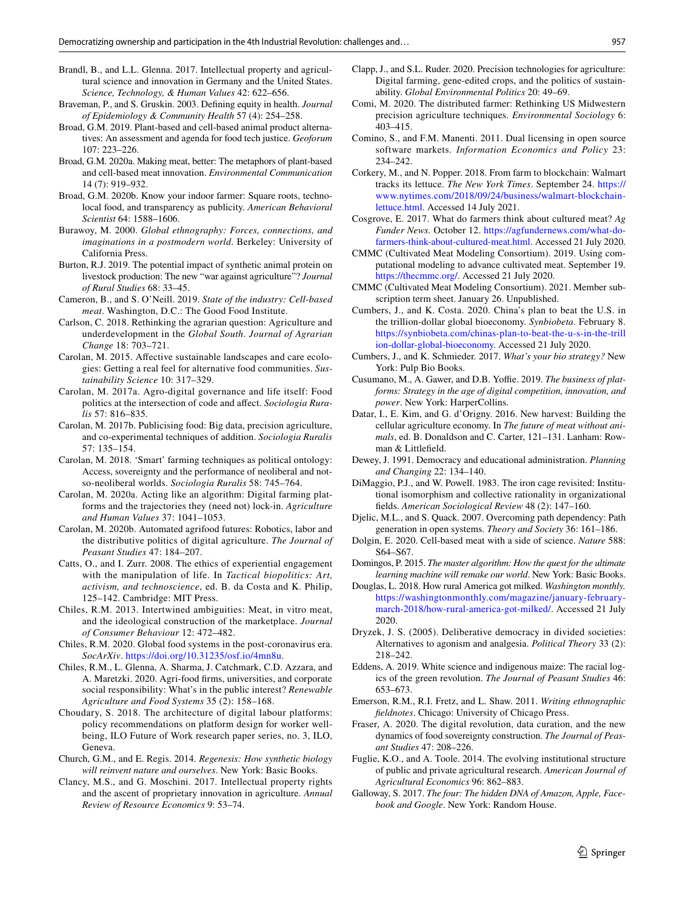Brandl, B., and L.L. Glenna. 2017. Intellectual property and agricultural science and innovation in Germany and the United States. *Science, Technology, & Human Values* 42: 622–656.

Braveman, P., and S. Gruskin. 2003. Defining equity in health. *Journal of Epidemiology & Community Health* 57 (4): 254–258.

Broad, G.M. 2019. Plant-based and cell-based animal product alternatives: An assessment and agenda for food tech justice. *Geoforum* 107: 223–226.

Broad, G.M. 2020a. Making meat, better: The metaphors of plant-based and cell-based meat innovation. *Environmental Communication* 14 (7): 919–932.

Broad, G.M. 2020b. Know your indoor farmer: Square roots, techno-local food, and transparency as publicity. *American Behavioral Scientist* 64: 1588–1606.

Burawoy, M. 2000. *Global ethnography: Forces, connections, and imaginations in a postmodern world*. Berkeley: University of California Press.

Burton, R.J. 2019. The potential impact of synthetic animal protein on livestock production: The new "war against agriculture"? *Journal of Rural Studies* 68: 33–45.

Cameron, B., and S. O'Neill. 2019. *State of the industry: Cell-based meat*. Washington, D.C.: The Good Food Institute.

Carlson, C. 2018. Rethinking the agrarian question: Agriculture and underdevelopment in the *Global South*. *Journal of Agrarian Change* 18: 703–721.

Carolan, M. 2015. Affective sustainable landscapes and care ecologies: Getting a real feel for alternative food communities. *Sustainability Science* 10: 317–329.

Carolan, M. 2017a. Agro-digital governance and life itself: Food politics at the intersection of code and affect. *Sociologia Ruralis* 57: 816–835.

Carolan, M. 2017b. Publicising food: Big data, precision agriculture, and co-experimental techniques of addition. *Sociologia Ruralis* 57: 135–154.

Carolan, M. 2018. 'Smart' farming techniques as political ontology: Access, sovereignty and the performance of neoliberal and not-so-neoliberal worlds. *Sociologia Ruralis* 58: 745–764.

Carolan, M. 2020a. Acting like an algorithm: Digital farming platforms and the trajectories they (need not) lock-in. *Agriculture and Human Values* 37: 1041–1053.

Carolan, M. 2020b. Automated agrifood futures: Robotics, labor and the distributive politics of digital agriculture. *The Journal of Peasant Studies* 47: 184–207.

Catts, O., and I. Zurr. 2008. The ethics of experiential engagement with the manipulation of life. In *Tactical biopolitics: Art, activism, and technoscience*, ed. B. da Costa and K. Philip, 125–142. Cambridge: MIT Press.

Chiles, R.M. 2013. Intertwined ambiguities: Meat, in vitro meat, and the ideological construction of the marketplace. *Journal of Consumer Behaviour* 12: 472–482.

Chiles, R.M. 2020. Global food systems in the post-coronavirus era. *SocArXiv*. https://doi.org/10.31235/osf.io/4mn8u.

Chiles, R.M., L. Glenna, A. Sharma, J. Catchmark, C.D. Azzara, and A. Maretzki. 2020. Agri-food firms, universities, and corporate social responsibility: What's in the public interest? *Renewable Agriculture and Food Systems* 35 (2): 158–168.

Choudary, S. 2018. The architecture of digital labour platforms: policy recommendations on platform design for worker well-being, ILO Future of Work research paper series, no. 3, ILO, Geneva.

Church, G.M., and E. Regis. 2014. *Regenesis: How synthetic biology will reinvent nature and ourselves*. New York: Basic Books.

Clancy, M.S., and G. Moschini. 2017. Intellectual property rights and the ascent of proprietary innovation in agriculture. *Annual Review of Resource Economics* 9: 53–74.

Clapp, J., and S.L. Ruder. 2020. Precision technologies for agriculture: Digital farming, gene-edited crops, and the politics of sustainability. *Global Environmental Politics* 20: 49–69.

Comi, M. 2020. The distributed farmer: Rethinking US Midwestern precision agriculture techniques. *Environmental Sociology* 6: 403–415.

Comino, S., and F.M. Manenti. 2011. Dual licensing in open source software markets. *Information Economics and Policy* 23: 234–242.

Corkery, M., and N. Popper. 2018. From farm to blockchain: Walmart tracks its lettuce. *The New York Times*. September 24. https://www.nytimes.com/2018/09/24/business/walmart-blockchain-lettuce.html. Accessed 14 July 2021.

Cosgrove, E. 2017. What do farmers think about cultured meat? *Ag Funder News*. October 12. https://agfundernews.com/what-do-farmers-think-about-cultured-meat.html. Accessed 21 July 2020.

CMMC (Cultivated Meat Modeling Consortium). 2019. Using computational modeling to advance cultivated meat. September 19. https://thecmmc.org/. Accessed 21 July 2020.

CMMC (Cultivated Meat Modeling Consortium). 2021. Member subscription term sheet. January 26. Unpublished.

Cumbers, J., and K. Costa. 2020. China's plan to beat the U.S. in the trillion-dollar global bioeconomy. *Synbiobeta*. February 8. https://synbiobeta.com/chinas-plan-to-beat-the-u-s-in-the-trillion-dollar-global-bioeconomy. Accessed 21 July 2020.

Cumbers, J., and K. Schmieder. 2017. *What's your bio strategy?* New York: Pulp Bio Books.

Cusumano, M., A. Gawer, and D.B. Yoffie. 2019. *The business of platforms: Strategy in the age of digital competition, innovation, and power*. New York: HarperCollins.

Datar, I., E. Kim, and G. d'Origny. 2016. New harvest: Building the cellular agriculture economy. In *The future of meat without animals*, ed. B. Donaldson and C. Carter, 121–131. Lanham: Rowman & Littlefield.

Dewey, J. 1991. Democracy and educational administration. *Planning and Changing* 22: 134–140.

DiMaggio, P.J., and W. Powell. 1983. The iron cage revisited: Institutional isomorphism and collective rationality in organizational fields. *American Sociological Review* 48 (2): 147–160.

Djelic, M.L., and S. Quack. 2007. Overcoming path dependency: Path generation in open systems. *Theory and Society* 36: 161–186.

Dolgin, E. 2020. Cell-based meat with a side of science. *Nature* 588: S64–S67.

Domingos, P. 2015. *The master algorithm: How the quest for the ultimate learning machine will remake our world*. New York: Basic Books.

Douglas, L. 2018. How rural America got milked. *Washington monthly*. https://washingtonmonthly.com/magazine/january-february-march-2018/how-rural-america-got-milked/. Accessed 21 July 2020.

Dryzek, J. S. (2005). Deliberative democracy in divided societies: Alternatives to agonism and analgesia. *Political Theory* 33 (2): 218–242.

Eddens, A. 2019. White science and indigenous maize: The racial logics of the green revolution. *The Journal of Peasant Studies* 46: 653–673.

Emerson, R.M., R.I. Fretz, and L. Shaw. 2011. *Writing ethnographic fieldnotes*. Chicago: University of Chicago Press.

Fraser, A. 2020. The digital revolution, data curation, and the new dynamics of food sovereignty construction. *The Journal of Peasant Studies* 47: 208–226.

Fuglie, K.O., and A. Toole. 2014. The evolving institutional structure of public and private agricultural research. *American Journal of Agricultural Economics* 96: 862–883.

Galloway, S. 2017. *The four: The hidden DNA of Amazon, Apple, Facebook and Google*. New York: Random House.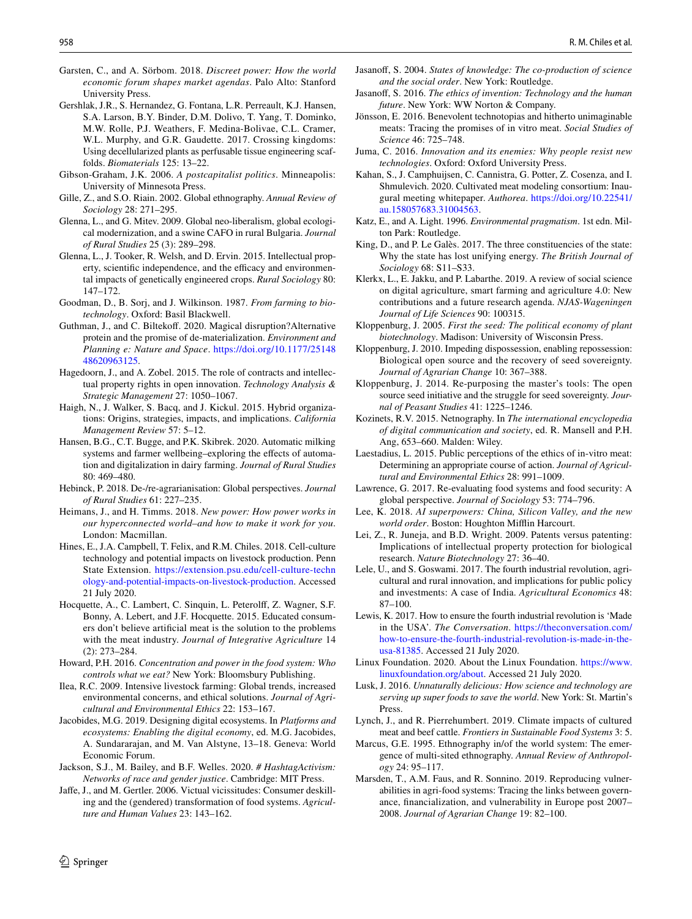Garsten, C., and A. Sörbom. 2018. *Discreet power: How the world economic forum shapes market agendas*. Palo Alto: Stanford University Press.

Gershlak, J.R., S. Hernandez, G. Fontana, L.R. Perreault, K.J. Hansen, S.A. Larson, B.Y. Binder, D.M. Dolivo, T. Yang, T. Dominko, M.W. Rolle, P.J. Weathers, F. Medina-Bolivae, C.L. Cramer, W.L. Murphy, and G.R. Gaudette. 2017. Crossing kingdoms: Using decellularized plants as perfusable tissue engineering scaffolds. *Biomaterials* 125: 13–22.

Gibson-Graham, J.K. 2006. *A postcapitalist politics*. Minneapolis: University of Minnesota Press.

Gille, Z., and S.O. Riain. 2002. Global ethnography. *Annual Review of Sociology* 28: 271–295.

Glenna, L., and G. Mitev. 2009. Global neo-liberalism, global ecological modernization, and a swine CAFO in rural Bulgaria. *Journal of Rural Studies* 25 (3): 289–298.

Glenna, L., J. Tooker, R. Welsh, and D. Ervin. 2015. Intellectual property, scientific independence, and the efficacy and environmental impacts of genetically engineered crops. *Rural Sociology* 80: 147–172.

Goodman, D., B. Sorj, and J. Wilkinson. 1987. *From farming to biotechnology*. Oxford: Basil Blackwell.

Guthman, J., and C. Biltekoff. 2020. Magical disruption?Alternative protein and the promise of de-materialization. *Environment and Planning e: Nature and Space*. https://doi.org/10.1177/2514848620963125.

Hagedoorn, J., and A. Zobel. 2015. The role of contracts and intellectual property rights in open innovation. *Technology Analysis & Strategic Management* 27: 1050–1067.

Haigh, N., J. Walker, S. Bacq, and J. Kickul. 2015. Hybrid organizations: Origins, strategies, impacts, and implications. *California Management Review* 57: 5–12.

Hansen, B.G., C.T. Bugge, and P.K. Skibrek. 2020. Automatic milking systems and farmer wellbeing–exploring the effects of automation and digitalization in dairy farming. *Journal of Rural Studies* 80: 469–480.

Hebinck, P. 2018. De-/re-agrarianisation: Global perspectives. *Journal of Rural Studies* 61: 227–235.

Heimans, J., and H. Timms. 2018. *New power: How power works in our hyperconnected world–and how to make it work for you*. London: Macmillan.

Hines, E., J.A. Campbell, T. Felix, and R.M. Chiles. 2018. Cell-culture technology and potential impacts on livestock production. Penn State Extension. https://extension.psu.edu/cell-culture-technology-and-potential-impacts-on-livestock-production. Accessed 21 July 2020.

Hocquette, A., C. Lambert, C. Sinquin, L. Peterolff, Z. Wagner, S.F. Bonny, A. Lebert, and J.F. Hocquette. 2015. Educated consumers don't believe artificial meat is the solution to the problems with the meat industry. *Journal of Integrative Agriculture* 14 (2): 273–284.

Howard, P.H. 2016. *Concentration and power in the food system: Who controls what we eat?* New York: Bloomsbury Publishing.

Ilea, R.C. 2009. Intensive livestock farming: Global trends, increased environmental concerns, and ethical solutions. *Journal of Agricultural and Environmental Ethics* 22: 153–167.

Jacobides, M.G. 2019. Designing digital ecosystems. In *Platforms and ecosystems: Enabling the digital economy*, ed. M.G. Jacobides, A. Sundararajan, and M. Van Alstyne, 13–18. Geneva: World Economic Forum.

Jackson, S.J., M. Bailey, and B.F. Welles. 2020. *# HashtagActivism: Networks of race and gender justice*. Cambridge: MIT Press.

Jaffe, J., and M. Gertler. 2006. Victual vicissitudes: Consumer deskilling and the (gendered) transformation of food systems. *Agriculture and Human Values* 23: 143–162.

Jasanoff, S. 2004. *States of knowledge: The co-production of science and the social order*. New York: Routledge.

Jasanoff, S. 2016. *The ethics of invention: Technology and the human future*. New York: WW Norton & Company.

Jönsson, E. 2016. Benevolent technotopias and hitherto unimaginable meats: Tracing the promises of in vitro meat. *Social Studies of Science* 46: 725–748.

Juma, C. 2016. *Innovation and its enemies: Why people resist new technologies*. Oxford: Oxford University Press.

Kahan, S., J. Camphuijsen, C. Cannistra, G. Potter, Z. Cosenza, and I. Shmulevich. 2020. Cultivated meat modeling consortium: Inaugural meeting whitepaper. *Authorea*. https://doi.org/10.22541/au.158057683.31004563.

Katz, E., and A. Light. 1996. *Environmental pragmatism*. 1st edn. Milton Park: Routledge.

King, D., and P. Le Galès. 2017. The three constituencies of the state: Why the state has lost unifying energy. *The British Journal of Sociology* 68: S11–S33.

Klerkx, L., E. Jakku, and P. Labarthe. 2019. A review of social science on digital agriculture, smart farming and agriculture 4.0: New contributions and a future research agenda. *NJAS-Wageningen Journal of Life Sciences* 90: 100315.

Kloppenburg, J. 2005. *First the seed: The political economy of plant biotechnology*. Madison: University of Wisconsin Press.

Kloppenburg, J. 2010. Impeding dispossession, enabling repossession: Biological open source and the recovery of seed sovereignty. *Journal of Agrarian Change* 10: 367–388.

Kloppenburg, J. 2014. Re-purposing the master's tools: The open source seed initiative and the struggle for seed sovereignty. *Journal of Peasant Studies* 41: 1225–1246.

Kozinets, R.V. 2015. Netnography. In *The international encyclopedia of digital communication and society*, ed. R. Mansell and P.H. Ang, 653–660. Malden: Wiley.

Laestadius, L. 2015. Public perceptions of the ethics of in-vitro meat: Determining an appropriate course of action. *Journal of Agricultural and Environmental Ethics* 28: 991–1009.

Lawrence, G. 2017. Re-evaluating food systems and food security: A global perspective. *Journal of Sociology* 53: 774–796.

Lee, K. 2018. *AI superpowers: China, Silicon Valley, and the new world order*. Boston: Houghton Mifflin Harcourt.

Lei, Z., R. Juneja, and B.D. Wright. 2009. Patents versus patenting: Implications of intellectual property protection for biological research. *Nature Biotechnology* 27: 36–40.

Lele, U., and S. Goswami. 2017. The fourth industrial revolution, agricultural and rural innovation, and implications for public policy and investments: A case of India. *Agricultural Economics* 48: 87–100.

Lewis, K. 2017. How to ensure the fourth industrial revolution is 'Made in the USA'. *The Conversation*. https://theconversation.com/how-to-ensure-the-fourth-industrial-revolution-is-made-in-the-usa-81385. Accessed 21 July 2020.

Linux Foundation. 2020. About the Linux Foundation. https://www.linuxfoundation.org/about. Accessed 21 July 2020.

Lusk, J. 2016. *Unnaturally delicious: How science and technology are serving up super foods to save the world*. New York: St. Martin's Press.

Lynch, J., and R. Pierrehumbert. 2019. Climate impacts of cultured meat and beef cattle. *Frontiers in Sustainable Food Systems* 3: 5.

Marcus, G.E. 1995. Ethnography in/of the world system: The emergence of multi-sited ethnography. *Annual Review of Anthropology* 24: 95–117.

Marsden, T., A.M. Faus, and R. Sonnino. 2019. Reproducing vulnerabilities in agri-food systems: Tracing the links between governance, financialization, and vulnerability in Europe post 2007–2008. *Journal of Agrarian Change* 19: 82–100.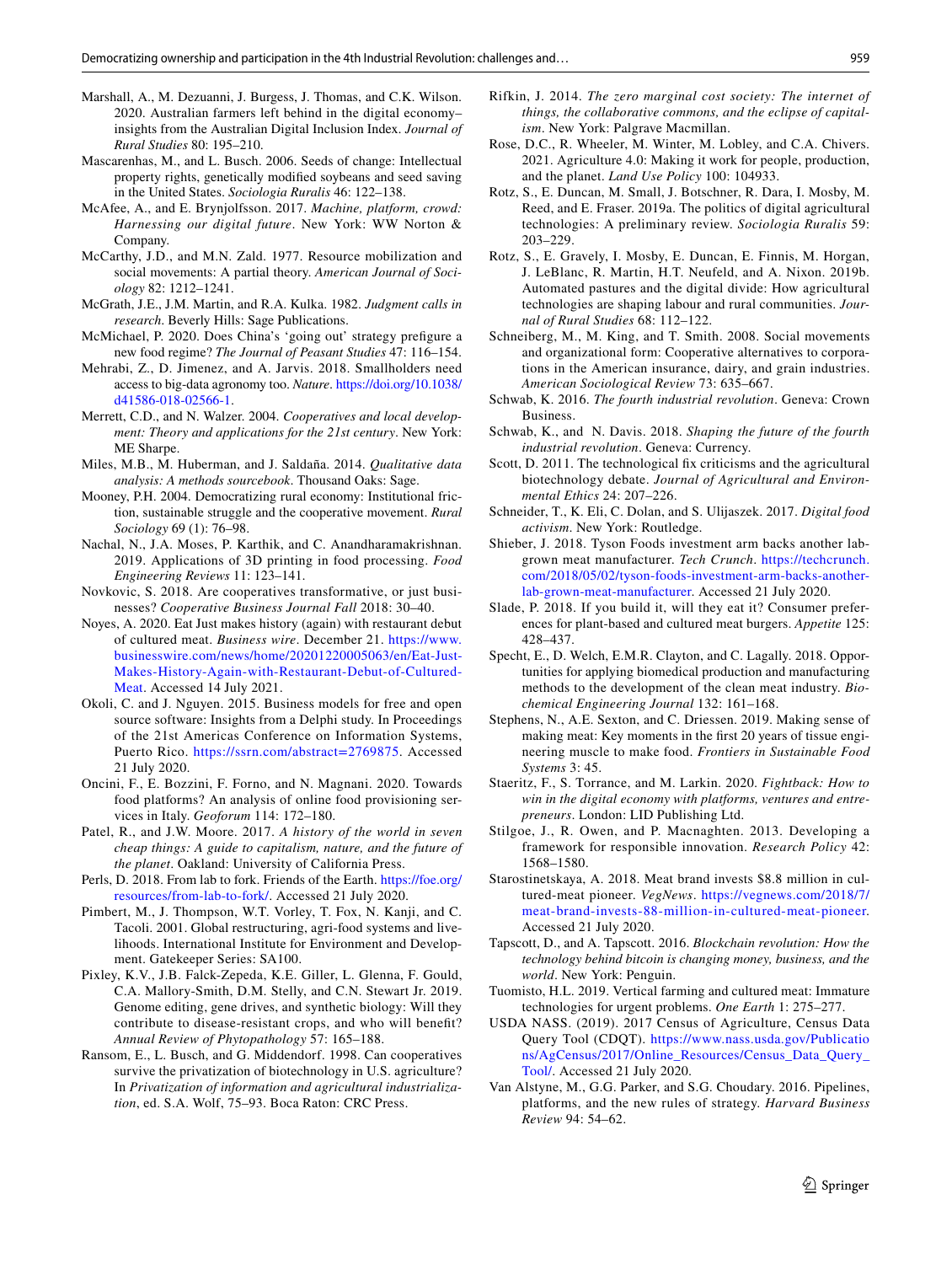Marshall, A., M. Dezuanni, J. Burgess, J. Thomas, and C.K. Wilson. 2020. Australian farmers left behind in the digital economy–insights from the Australian Digital Inclusion Index. *Journal of Rural Studies* 80: 195–210.

Mascarenhas, M., and L. Busch. 2006. Seeds of change: Intellectual property rights, genetically modified soybeans and seed saving in the United States. *Sociologia Ruralis* 46: 122–138.

McAfee, A., and E. Brynjolfsson. 2017. *Machine, platform, crowd: Harnessing our digital future*. New York: WW Norton & Company.

McCarthy, J.D., and M.N. Zald. 1977. Resource mobilization and social movements: A partial theory. *American Journal of Sociology* 82: 1212–1241.

McGrath, J.E., J.M. Martin, and R.A. Kulka. 1982. *Judgment calls in research*. Beverly Hills: Sage Publications.

McMichael, P. 2020. Does China's 'going out' strategy prefigure a new food regime? *The Journal of Peasant Studies* 47: 116–154.

Mehrabi, Z., D. Jimenez, and A. Jarvis. 2018. Smallholders need access to big-data agronomy too. *Nature*. https://doi.org/10.1038/d41586-018-02566-1.

Merrett, C.D., and N. Walzer. 2004. *Cooperatives and local development: Theory and applications for the 21st century*. New York: ME Sharpe.

Miles, M.B., M. Huberman, and J. Saldaña. 2014. *Qualitative data analysis: A methods sourcebook*. Thousand Oaks: Sage.

Mooney, P.H. 2004. Democratizing rural economy: Institutional friction, sustainable struggle and the cooperative movement. *Rural Sociology* 69 (1): 76–98.

Nachal, N., J.A. Moses, P. Karthik, and C. Anandharamakrishnan. 2019. Applications of 3D printing in food processing. *Food Engineering Reviews* 11: 123–141.

Novkovic, S. 2018. Are cooperatives transformative, or just businesses? *Cooperative Business Journal Fall* 2018: 30–40.

Noyes, A. 2020. Eat Just makes history (again) with restaurant debut of cultured meat. *Business wire*. December 21. https://www.businesswire.com/news/home/20201220005063/en/Eat-Just-Makes-History-Again-with-Restaurant-Debut-of-Cultured-Meat. Accessed 14 July 2021.

Okoli, C. and J. Nguyen. 2015. Business models for free and open source software: Insights from a Delphi study. In Proceedings of the 21st Americas Conference on Information Systems, Puerto Rico. https://ssrn.com/abstract=2769875. Accessed 21 July 2020.

Oncini, F., E. Bozzini, F. Forno, and N. Magnani. 2020. Towards food platforms? An analysis of online food provisioning services in Italy. *Geoforum* 114: 172–180.

Patel, R., and J.W. Moore. 2017. *A history of the world in seven cheap things: A guide to capitalism, nature, and the future of the planet*. Oakland: University of California Press.

Perls, D. 2018. From lab to fork. Friends of the Earth. https://foe.org/resources/from-lab-to-fork/. Accessed 21 July 2020.

Pimbert, M., J. Thompson, W.T. Vorley, T. Fox, N. Kanji, and C. Tacoli. 2001. Global restructuring, agri-food systems and livelihoods. International Institute for Environment and Development. Gatekeeper Series: SA100.

Pixley, K.V., J.B. Falck-Zepeda, K.E. Giller, L. Glenna, F. Gould, C.A. Mallory-Smith, D.M. Stelly, and C.N. Stewart Jr. 2019. Genome editing, gene drives, and synthetic biology: Will they contribute to disease-resistant crops, and who will benefit? *Annual Review of Phytopathology* 57: 165–188.

Ransom, E., L. Busch, and G. Middendorf. 1998. Can cooperatives survive the privatization of biotechnology in U.S. agriculture? In *Privatization of information and agricultural industrialization*, ed. S.A. Wolf, 75–93. Boca Raton: CRC Press.

Rifkin, J. 2014. *The zero marginal cost society: The internet of things, the collaborative commons, and the eclipse of capitalism*. New York: Palgrave Macmillan.

Rose, D.C., R. Wheeler, M. Winter, M. Lobley, and C.A. Chivers. 2021. Agriculture 4.0: Making it work for people, production, and the planet. *Land Use Policy* 100: 104933.

Rotz, S., E. Duncan, M. Small, J. Botschner, R. Dara, I. Mosby, M. Reed, and E. Fraser. 2019a. The politics of digital agricultural technologies: A preliminary review. *Sociologia Ruralis* 59: 203–229.

Rotz, S., E. Gravely, I. Mosby, E. Duncan, E. Finnis, M. Horgan, J. LeBlanc, R. Martin, H.T. Neufeld, and A. Nixon. 2019b. Automated pastures and the digital divide: How agricultural technologies are shaping labour and rural communities. *Journal of Rural Studies* 68: 112–122.

Schneiberg, M., M. King, and T. Smith. 2008. Social movements and organizational form: Cooperative alternatives to corporations in the American insurance, dairy, and grain industries. *American Sociological Review* 73: 635–667.

Schwab, K. 2016. *The fourth industrial revolution*. Geneva: Crown Business.

Schwab, K., and N. Davis. 2018. *Shaping the future of the fourth industrial revolution*. Geneva: Currency.

Scott, D. 2011. The technological fix criticisms and the agricultural biotechnology debate. *Journal of Agricultural and Environmental Ethics* 24: 207–226.

Schneider, T., K. Eli, C. Dolan, and S. Ulijaszek. 2017. *Digital food activism*. New York: Routledge.

Shieber, J. 2018. Tyson Foods investment arm backs another lab-grown meat manufacturer. *Tech Crunch*. https://techcrunch.com/2018/05/02/tyson-foods-investment-arm-backs-another-lab-grown-meat-manufacturer. Accessed 21 July 2020.

Slade, P. 2018. If you build it, will they eat it? Consumer preferences for plant-based and cultured meat burgers. *Appetite* 125: 428–437.

Specht, E., D. Welch, E.M.R. Clayton, and C. Lagally. 2018. Opportunities for applying biomedical production and manufacturing methods to the development of the clean meat industry. *Biochemical Engineering Journal* 132: 161–168.

Stephens, N., A.E. Sexton, and C. Driessen. 2019. Making sense of making meat: Key moments in the first 20 years of tissue engineering muscle to make food. *Frontiers in Sustainable Food Systems* 3: 45.

Staeritz, F., S. Torrance, and M. Larkin. 2020. *Fightback: How to win in the digital economy with platforms, ventures and entrepreneurs*. London: LID Publishing Ltd.

Stilgoe, J., R. Owen, and P. Macnaghten. 2013. Developing a framework for responsible innovation. *Research Policy* 42: 1568–1580.

Starostinetskaya, A. 2018. Meat brand invests $8.8 million in cultured-meat pioneer. *VegNews*. https://vegnews.com/2018/7/meat-brand-invests-88-million-in-cultured-meat-pioneer. Accessed 21 July 2020.

Tapscott, D., and A. Tapscott. 2016. *Blockchain revolution: How the technology behind bitcoin is changing money, business, and the world*. New York: Penguin.

Tuomisto, H.L. 2019. Vertical farming and cultured meat: Immature technologies for urgent problems. *One Earth* 1: 275–277.

USDA NASS. (2019). 2017 Census of Agriculture, Census Data Query Tool (CDQT). https://www.nass.usda.gov/Publications/AgCensus/2017/Online_Resources/Census_Data_Query_Tool/. Accessed 21 July 2020.

Van Alstyne, M., G.G. Parker, and S.G. Choudary. 2016. Pipelines, platforms, and the new rules of strategy. *Harvard Business Review* 94: 54–62.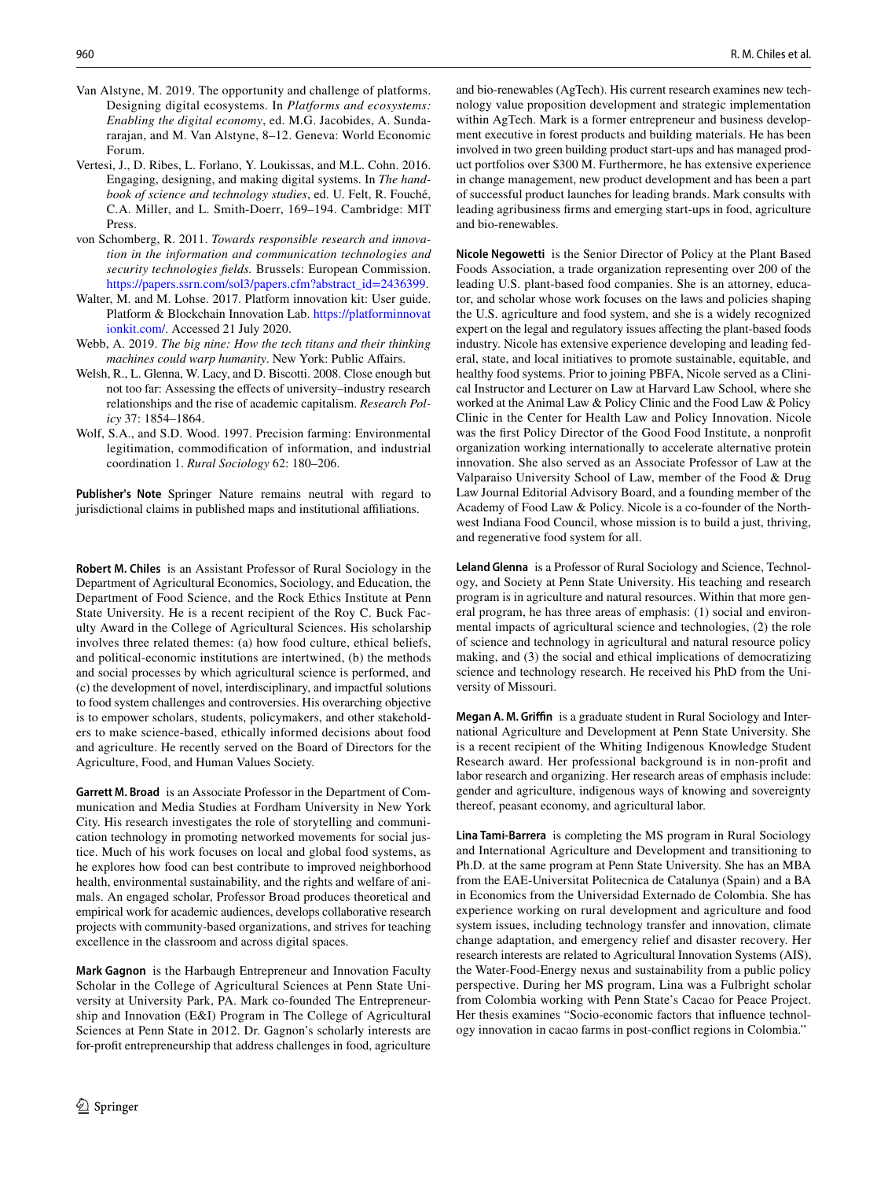Van Alstyne, M. 2019. The opportunity and challenge of platforms. Designing digital ecosystems. In *Platforms and ecosystems: Enabling the digital economy*, ed. M.G. Jacobides, A. Sundararajan, and M. Van Alstyne, 8–12. Geneva: World Economic Forum.

Vertesi, J., D. Ribes, L. Forlano, Y. Loukissas, and M.L. Cohn. 2016. Engaging, designing, and making digital systems. In *The handbook of science and technology studies*, ed. U. Felt, R. Fouché, C.A. Miller, and L. Smith-Doerr, 169–194. Cambridge: MIT Press.

von Schomberg, R. 2011. *Towards responsible research and innovation in the information and communication technologies and security technologies fields.* Brussels: European Commission. https://papers.ssrn.com/sol3/papers.cfm?abstract_id=2436399.

Walter, M. and M. Lohse. 2017. Platform innovation kit: User guide. Platform & Blockchain Innovation Lab. https://platforminnovationkit.com/. Accessed 21 July 2020.

Webb, A. 2019. *The big nine: How the tech titans and their thinking machines could warp humanity*. New York: Public Affairs.

Welsh, R., L. Glenna, W. Lacy, and D. Biscotti. 2008. Close enough but not too far: Assessing the effects of university–industry research relationships and the rise of academic capitalism. *Research Policy* 37: 1854–1864.

Wolf, S.A., and S.D. Wood. 1997. Precision farming: Environmental legitimation, commodification of information, and industrial coordination 1. *Rural Sociology* 62: 180–206.

**Publisher's Note** Springer Nature remains neutral with regard to jurisdictional claims in published maps and institutional affiliations.

**Robert M. Chiles** is an Assistant Professor of Rural Sociology in the Department of Agricultural Economics, Sociology, and Education, the Department of Food Science, and the Rock Ethics Institute at Penn State University. He is a recent recipient of the Roy C. Buck Faculty Award in the College of Agricultural Sciences. His scholarship involves three related themes: (a) how food culture, ethical beliefs, and political-economic institutions are intertwined, (b) the methods and social processes by which agricultural science is performed, and (c) the development of novel, interdisciplinary, and impactful solutions to food system challenges and controversies. His overarching objective is to empower scholars, students, policymakers, and other stakeholders to make science-based, ethically informed decisions about food and agriculture. He recently served on the Board of Directors for the Agriculture, Food, and Human Values Society.

**Garrett M. Broad** is an Associate Professor in the Department of Communication and Media Studies at Fordham University in New York City. His research investigates the role of storytelling and communication technology in promoting networked movements for social justice. Much of his work focuses on local and global food systems, as he explores how food can best contribute to improved neighborhood health, environmental sustainability, and the rights and welfare of animals. An engaged scholar, Professor Broad produces theoretical and empirical work for academic audiences, develops collaborative research projects with community-based organizations, and strives for teaching excellence in the classroom and across digital spaces.

**Mark Gagnon** is the Harbaugh Entrepreneur and Innovation Faculty Scholar in the College of Agricultural Sciences at Penn State University at University Park, PA. Mark co-founded The Entrepreneurship and Innovation (E&I) Program in The College of Agricultural Sciences at Penn State in 2012. Dr. Gagnon's scholarly interests are for-profit entrepreneurship that address challenges in food, agriculture and bio-renewables (AgTech). His current research examines new technology value proposition development and strategic implementation within AgTech. Mark is a former entrepreneur and business development executive in forest products and building materials. He has been involved in two green building product start-ups and has managed product portfolios over $300 M. Furthermore, he has extensive experience in change management, new product development and has been a part of successful product launches for leading brands. Mark consults with leading agribusiness firms and emerging start-ups in food, agriculture and bio-renewables.

**Nicole Negowetti** is the Senior Director of Policy at the Plant Based Foods Association, a trade organization representing over 200 of the leading U.S. plant-based food companies. She is an attorney, educator, and scholar whose work focuses on the laws and policies shaping the U.S. agriculture and food system, and she is a widely recognized expert on the legal and regulatory issues affecting the plant-based foods industry. Nicole has extensive experience developing and leading federal, state, and local initiatives to promote sustainable, equitable, and healthy food systems. Prior to joining PBFA, Nicole served as a Clinical Instructor and Lecturer on Law at Harvard Law School, where she worked at the Animal Law & Policy Clinic and the Food Law & Policy Clinic in the Center for Health Law and Policy Innovation. Nicole was the first Policy Director of the Good Food Institute, a nonprofit organization working internationally to accelerate alternative protein innovation. She also served as an Associate Professor of Law at the Valparaiso University School of Law, member of the Food & Drug Law Journal Editorial Advisory Board, and a founding member of the Academy of Food Law & Policy. Nicole is a co-founder of the Northwest Indiana Food Council, whose mission is to build a just, thriving, and regenerative food system for all.

**Leland Glenna** is a Professor of Rural Sociology and Science, Technology, and Society at Penn State University. His teaching and research program is in agriculture and natural resources. Within that more general program, he has three areas of emphasis: (1) social and environmental impacts of agricultural science and technologies, (2) the role of science and technology in agricultural and natural resource policy making, and (3) the social and ethical implications of democratizing science and technology research. He received his PhD from the University of Missouri.

**Megan A. M. Griffin** is a graduate student in Rural Sociology and International Agriculture and Development at Penn State University. She is a recent recipient of the Whiting Indigenous Knowledge Student Research award. Her professional background is in non-profit and labor research and organizing. Her research areas of emphasis include: gender and agriculture, indigenous ways of knowing and sovereignty thereof, peasant economy, and agricultural labor.

**Lina Tami-Barrera** is completing the MS program in Rural Sociology and International Agriculture and Development and transitioning to Ph.D. at the same program at Penn State University. She has an MBA from the EAE-Universitat Politecnica de Catalunya (Spain) and a BA in Economics from the Universidad Externado de Colombia. She has experience working on rural development and agriculture and food system issues, including technology transfer and innovation, climate change adaptation, and emergency relief and disaster recovery. Her research interests are related to Agricultural Innovation Systems (AIS), the Water-Food-Energy nexus and sustainability from a public policy perspective. During her MS program, Lina was a Fulbright scholar from Colombia working with Penn State's Cacao for Peace Project. Her thesis examines "Socio-economic factors that influence technology innovation in cacao farms in post-conflict regions in Colombia."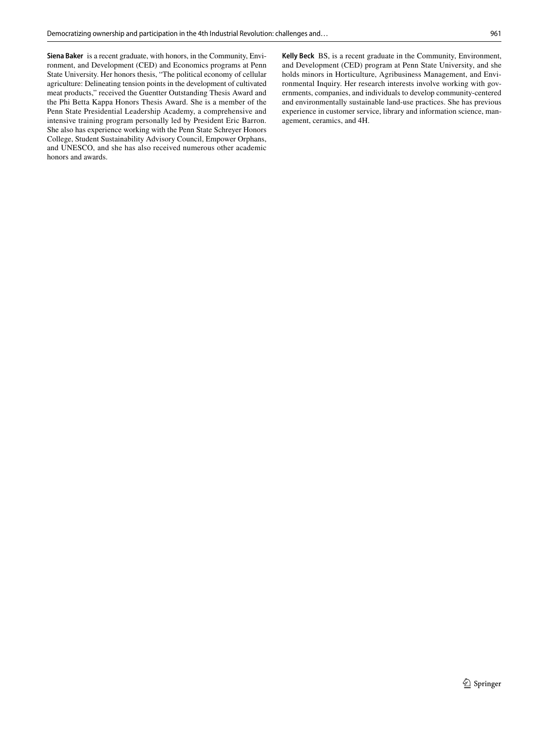**Siena Baker** is a recent graduate, with honors, in the Community, Environment, and Development (CED) and Economics programs at Penn State University. Her honors thesis, "The political economy of cellular agriculture: Delineating tension points in the development of cultivated meat products," received the Guentter Outstanding Thesis Award and the Phi Betta Kappa Honors Thesis Award. She is a member of the Penn State Presidential Leadership Academy, a comprehensive and intensive training program personally led by President Eric Barron. She also has experience working with the Penn State Schreyer Honors College, Student Sustainability Advisory Council, Empower Orphans, and UNESCO, and she has also received numerous other academic honors and awards.

**Kelly Beck** BS, is a recent graduate in the Community, Environment, and Development (CED) program at Penn State University, and she holds minors in Horticulture, Agribusiness Management, and Environmental Inquiry. Her research interests involve working with governments, companies, and individuals to develop community-centered and environmentally sustainable land-use practices. She has previous experience in customer service, library and information science, management, ceramics, and 4H.